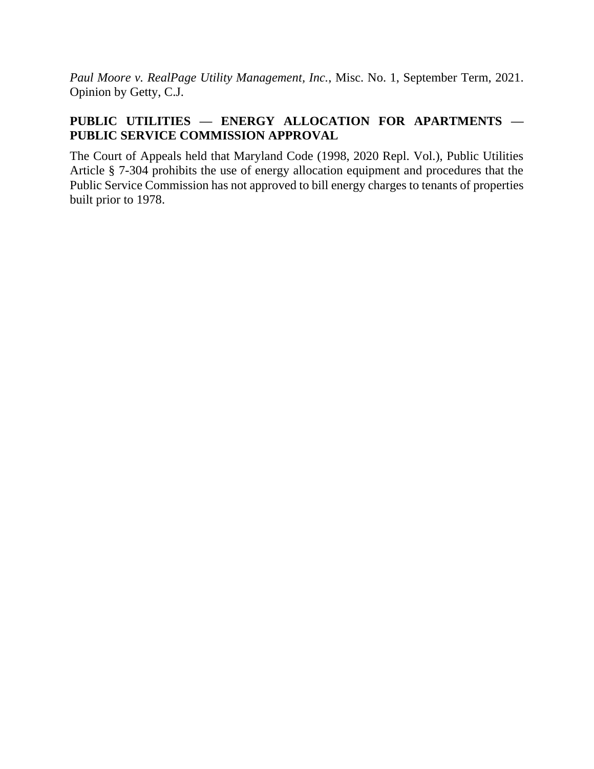*Paul Moore v. RealPage Utility Management, Inc.*, Misc. No. 1, September Term, 2021. Opinion by Getty, C.J.

**PUBLIC UTILITIES — ENERGY ALLOCATION FOR APARTMENTS — PUBLIC SERVICE COMMISSION APPROVAL**

The Court of Appeals held that Maryland Code (1998, 2020 Repl. Vol.), Public Utilities Article § 7-304 prohibits the use of energy allocation equipment and procedures that the Public Service Commission has not approved to bill energy charges to tenants of properties built prior to 1978.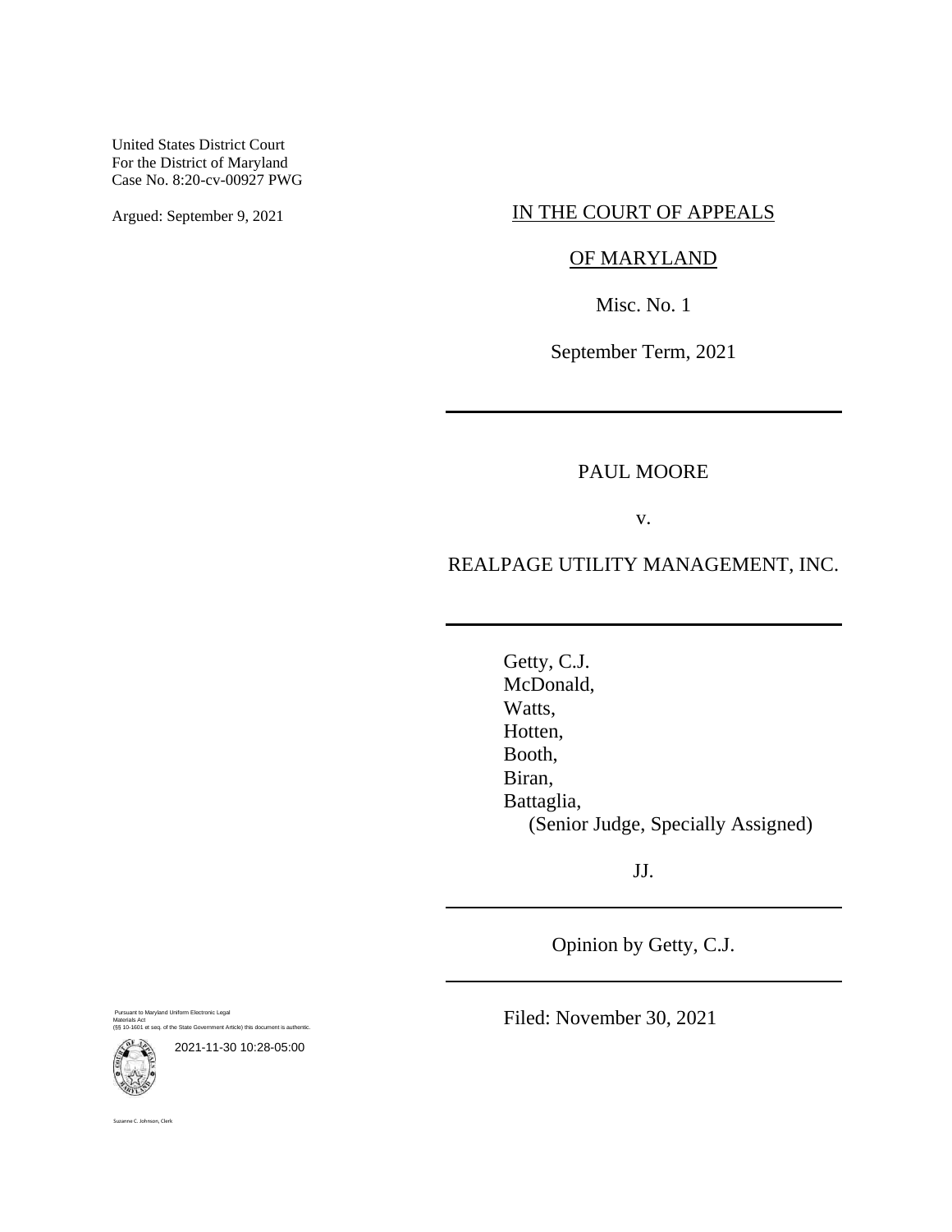United States District Court
For the District of Maryland
Case No. 8:20-cv-00927 PWG

Argued: September 9, 2021

IN THE COURT OF APPEALS

OF MARYLAND

Misc. No. 1

September Term, 2021

---

PAUL MOORE

v.

REALPAGE UTILITY MANAGEMENT, INC.

---

Getty, C.J.
McDonald,
Watts,
Hotten,
Booth,
Biran,
Battaglia,
(Senior Judge, Specially Assigned)

JJ.

---

Opinion by Getty, C.J.

---

Filed: November 30, 2021

Pursuant to Maryland Uniform Electronic Legal Materials Act
(§§ 10-1601 et seq. of the State Government Article) this document is authentic.

2021-11-30 10:28-05:00

Suzanne C. Johnson, Clerk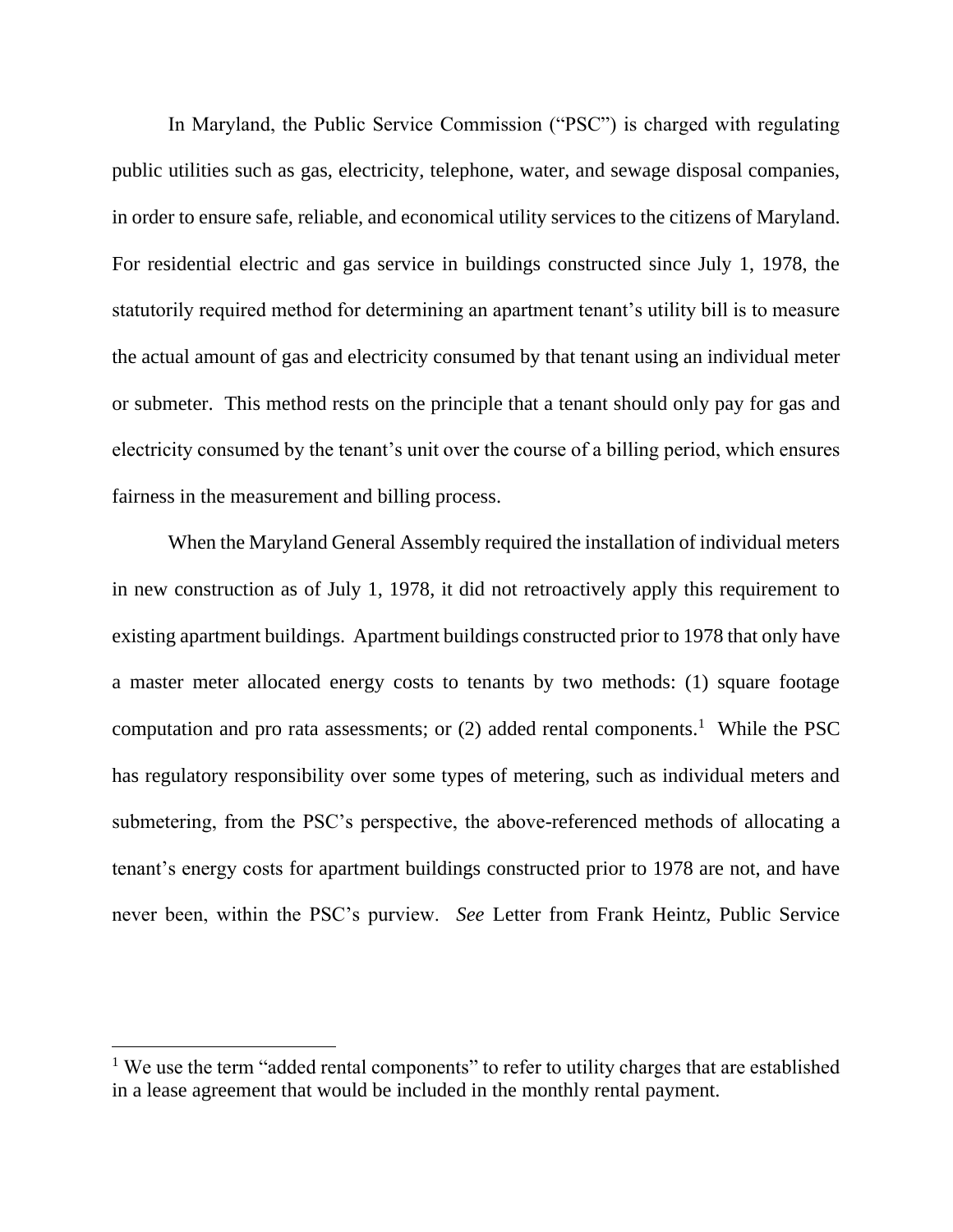In Maryland, the Public Service Commission ("PSC") is charged with regulating public utilities such as gas, electricity, telephone, water, and sewage disposal companies, in order to ensure safe, reliable, and economical utility services to the citizens of Maryland. For residential electric and gas service in buildings constructed since July 1, 1978, the statutorily required method for determining an apartment tenant's utility bill is to measure the actual amount of gas and electricity consumed by that tenant using an individual meter or submeter. This method rests on the principle that a tenant should only pay for gas and electricity consumed by the tenant's unit over the course of a billing period, which ensures fairness in the measurement and billing process.

When the Maryland General Assembly required the installation of individual meters in new construction as of July 1, 1978, it did not retroactively apply this requirement to existing apartment buildings. Apartment buildings constructed prior to 1978 that only have a master meter allocated energy costs to tenants by two methods: (1) square footage computation and pro rata assessments; or (2) added rental components.[1] While the PSC has regulatory responsibility over some types of metering, such as individual meters and submetering, from the PSC's perspective, the above-referenced methods of allocating a tenant's energy costs for apartment buildings constructed prior to 1978 are not, and have never been, within the PSC's purview. *See* Letter from Frank Heintz, Public Service

[1] We use the term "added rental components" to refer to utility charges that are established in a lease agreement that would be included in the monthly rental payment.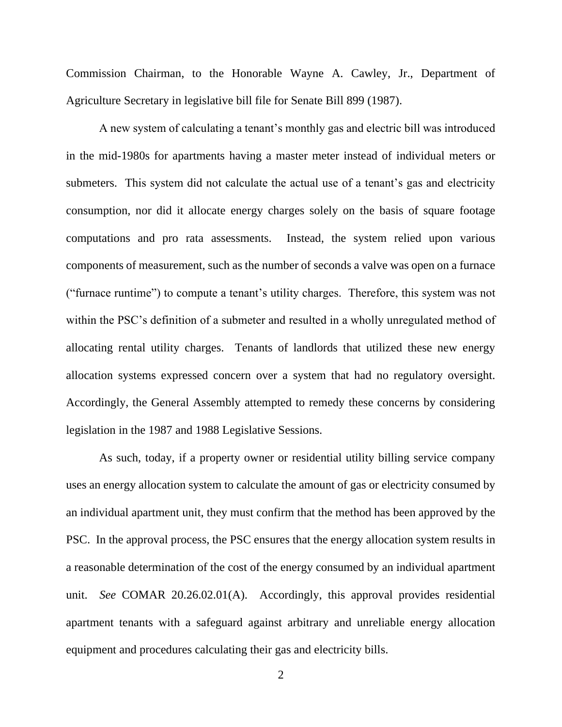Commission Chairman, to the Honorable Wayne A. Cawley, Jr., Department of Agriculture Secretary in legislative bill file for Senate Bill 899 (1987).

A new system of calculating a tenant's monthly gas and electric bill was introduced in the mid-1980s for apartments having a master meter instead of individual meters or submeters. This system did not calculate the actual use of a tenant's gas and electricity consumption, nor did it allocate energy charges solely on the basis of square footage computations and pro rata assessments. Instead, the system relied upon various components of measurement, such as the number of seconds a valve was open on a furnace ("furnace runtime") to compute a tenant's utility charges. Therefore, this system was not within the PSC's definition of a submeter and resulted in a wholly unregulated method of allocating rental utility charges. Tenants of landlords that utilized these new energy allocation systems expressed concern over a system that had no regulatory oversight. Accordingly, the General Assembly attempted to remedy these concerns by considering legislation in the 1987 and 1988 Legislative Sessions.

As such, today, if a property owner or residential utility billing service company uses an energy allocation system to calculate the amount of gas or electricity consumed by an individual apartment unit, they must confirm that the method has been approved by the PSC. In the approval process, the PSC ensures that the energy allocation system results in a reasonable determination of the cost of the energy consumed by an individual apartment unit. *See* COMAR 20.26.02.01(A). Accordingly, this approval provides residential apartment tenants with a safeguard against arbitrary and unreliable energy allocation equipment and procedures calculating their gas and electricity bills.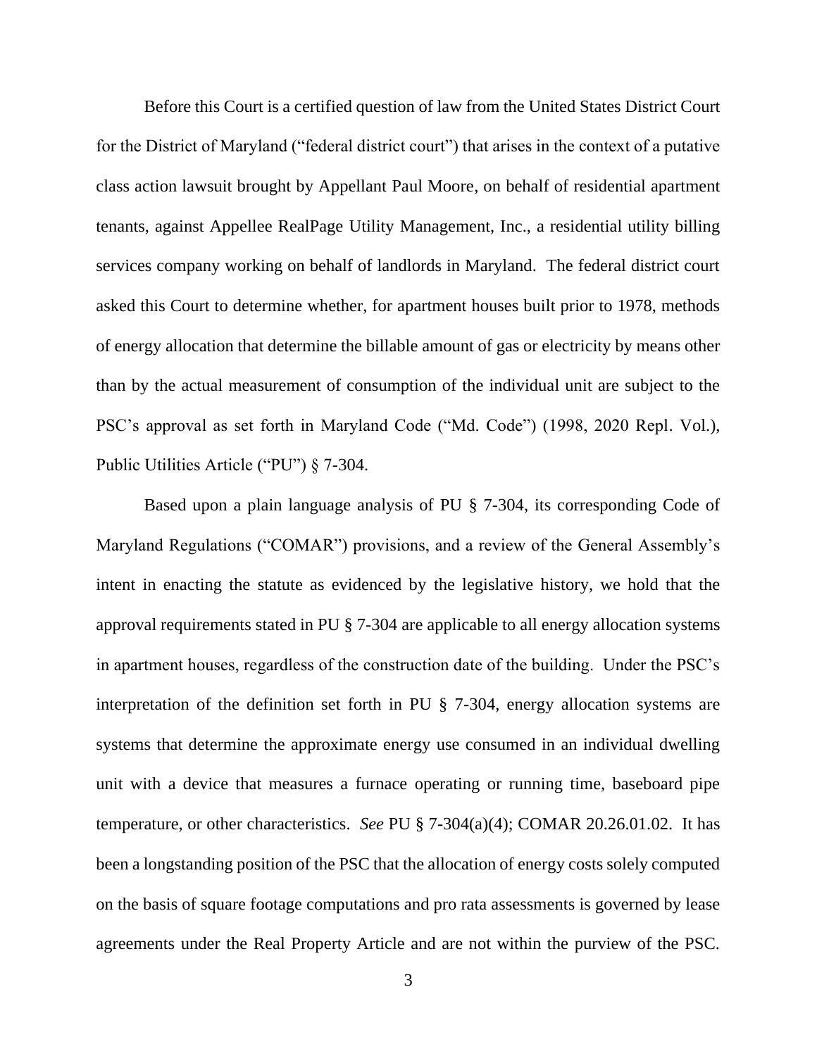Before this Court is a certified question of law from the United States District Court for the District of Maryland ("federal district court") that arises in the context of a putative class action lawsuit brought by Appellant Paul Moore, on behalf of residential apartment tenants, against Appellee RealPage Utility Management, Inc., a residential utility billing services company working on behalf of landlords in Maryland. The federal district court asked this Court to determine whether, for apartment houses built prior to 1978, methods of energy allocation that determine the billable amount of gas or electricity by means other than by the actual measurement of consumption of the individual unit are subject to the PSC's approval as set forth in Maryland Code ("Md. Code") (1998, 2020 Repl. Vol.), Public Utilities Article ("PU") § 7-304.

Based upon a plain language analysis of PU § 7-304, its corresponding Code of Maryland Regulations ("COMAR") provisions, and a review of the General Assembly's intent in enacting the statute as evidenced by the legislative history, we hold that the approval requirements stated in PU § 7-304 are applicable to all energy allocation systems in apartment houses, regardless of the construction date of the building. Under the PSC's interpretation of the definition set forth in PU § 7-304, energy allocation systems are systems that determine the approximate energy use consumed in an individual dwelling unit with a device that measures a furnace operating or running time, baseboard pipe temperature, or other characteristics. *See* PU § 7-304(a)(4); COMAR 20.26.01.02. It has been a longstanding position of the PSC that the allocation of energy costs solely computed on the basis of square footage computations and pro rata assessments is governed by lease agreements under the Real Property Article and are not within the purview of the PSC.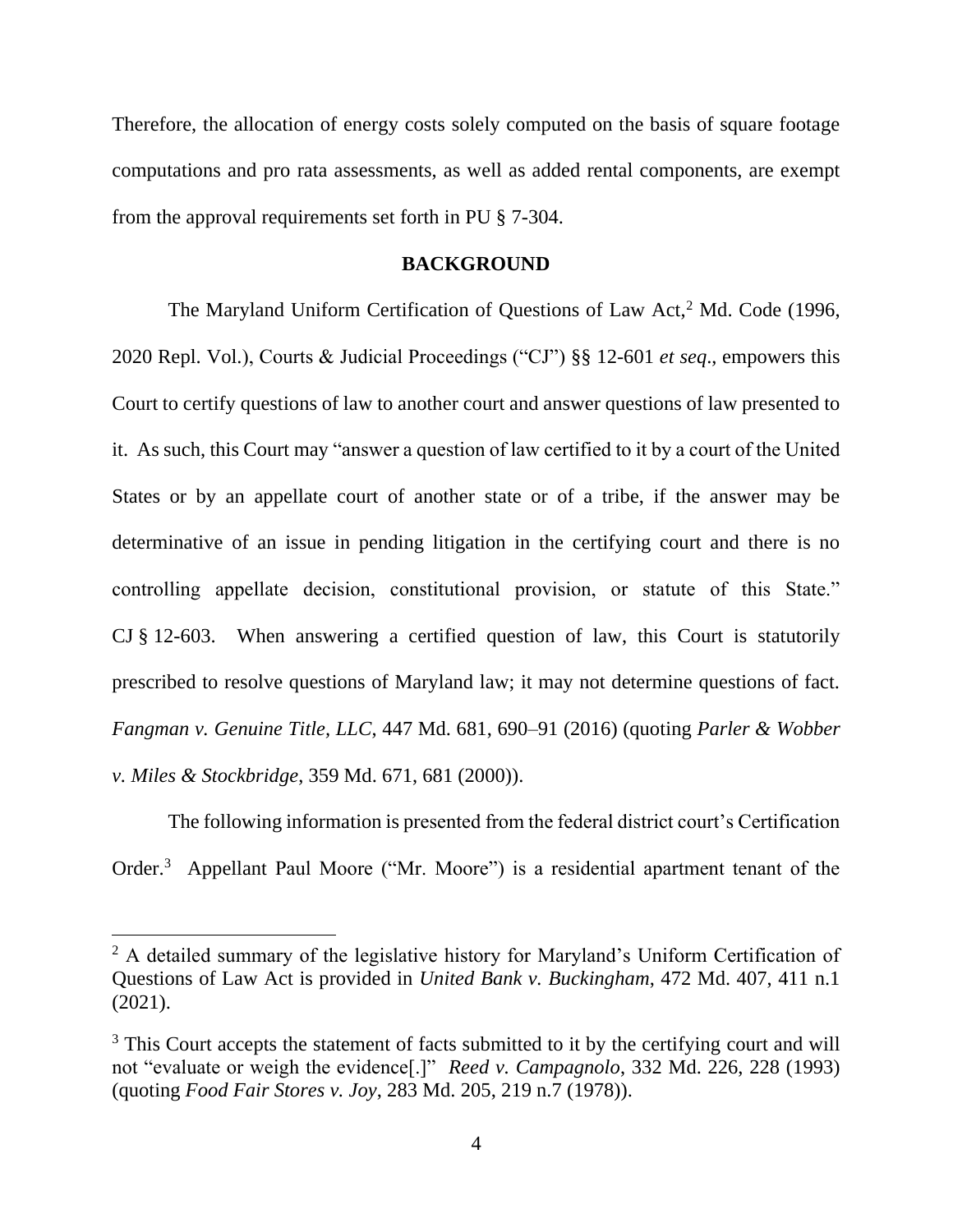Therefore, the allocation of energy costs solely computed on the basis of square footage computations and pro rata assessments, as well as added rental components, are exempt from the approval requirements set forth in PU § 7-304.

## BACKGROUND

The Maryland Uniform Certification of Questions of Law Act,[2] Md. Code (1996, 2020 Repl. Vol.), Courts & Judicial Proceedings ("CJ") §§ 12-601 *et seq*., empowers this Court to certify questions of law to another court and answer questions of law presented to it. As such, this Court may "answer a question of law certified to it by a court of the United States or by an appellate court of another state or of a tribe, if the answer may be determinative of an issue in pending litigation in the certifying court and there is no controlling appellate decision, constitutional provision, or statute of this State." CJ § 12-603. When answering a certified question of law, this Court is statutorily prescribed to resolve questions of Maryland law; it may not determine questions of fact. *Fangman v. Genuine Title, LLC*, 447 Md. 681, 690–91 (2016) (quoting *Parler & Wobber v. Miles & Stockbridge*, 359 Md. 671, 681 (2000)).

The following information is presented from the federal district court's Certification Order.[3] Appellant Paul Moore ("Mr. Moore") is a residential apartment tenant of the

---

[2] A detailed summary of the legislative history for Maryland's Uniform Certification of Questions of Law Act is provided in *United Bank v. Buckingham*, 472 Md. 407, 411 n.1 (2021).

[3] This Court accepts the statement of facts submitted to it by the certifying court and will not "evaluate or weigh the evidence[.]" *Reed v. Campagnolo*, 332 Md. 226, 228 (1993) (quoting *Food Fair Stores v. Joy*, 283 Md. 205, 219 n.7 (1978)).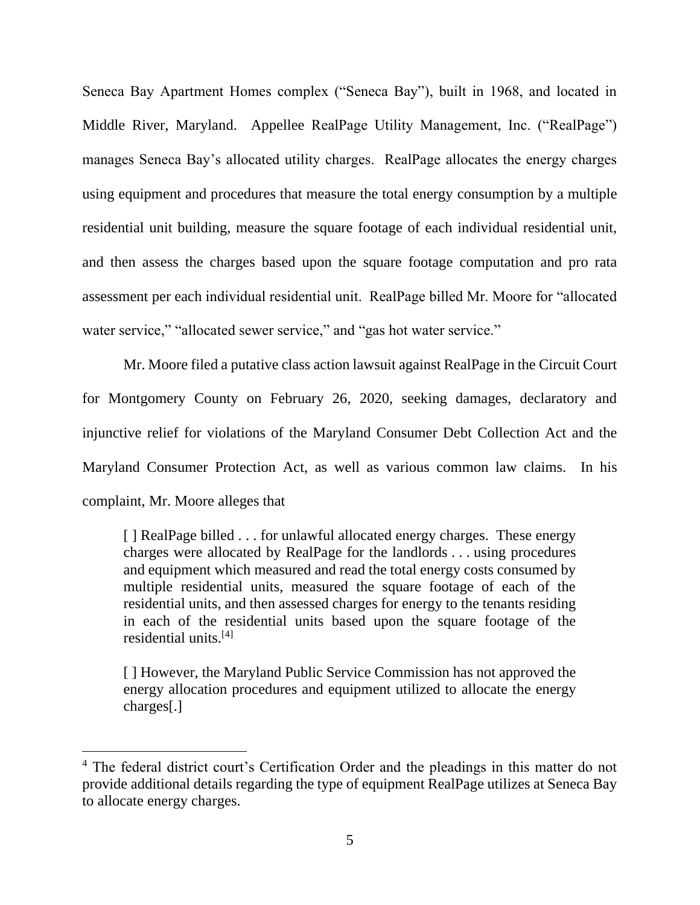Seneca Bay Apartment Homes complex ("Seneca Bay"), built in 1968, and located in Middle River, Maryland. Appellee RealPage Utility Management, Inc. ("RealPage") manages Seneca Bay's allocated utility charges. RealPage allocates the energy charges using equipment and procedures that measure the total energy consumption by a multiple residential unit building, measure the square footage of each individual residential unit, and then assess the charges based upon the square footage computation and pro rata assessment per each individual residential unit. RealPage billed Mr. Moore for "allocated water service," "allocated sewer service," and "gas hot water service."

Mr. Moore filed a putative class action lawsuit against RealPage in the Circuit Court for Montgomery County on February 26, 2020, seeking damages, declaratory and injunctive relief for violations of the Maryland Consumer Debt Collection Act and the Maryland Consumer Protection Act, as well as various common law claims. In his complaint, Mr. Moore alleges that

> [ ] RealPage billed . . . for unlawful allocated energy charges. These energy charges were allocated by RealPage for the landlords . . . using procedures and equipment which measured and read the total energy costs consumed by multiple residential units, measured the square footage of each of the residential units, and then assessed charges for energy to the tenants residing in each of the residential units based upon the square footage of the residential units.[4]
>
> [ ] However, the Maryland Public Service Commission has not approved the energy allocation procedures and equipment utilized to allocate the energy charges[.]

---

[4] The federal district court's Certification Order and the pleadings in this matter do not provide additional details regarding the type of equipment RealPage utilizes at Seneca Bay to allocate energy charges.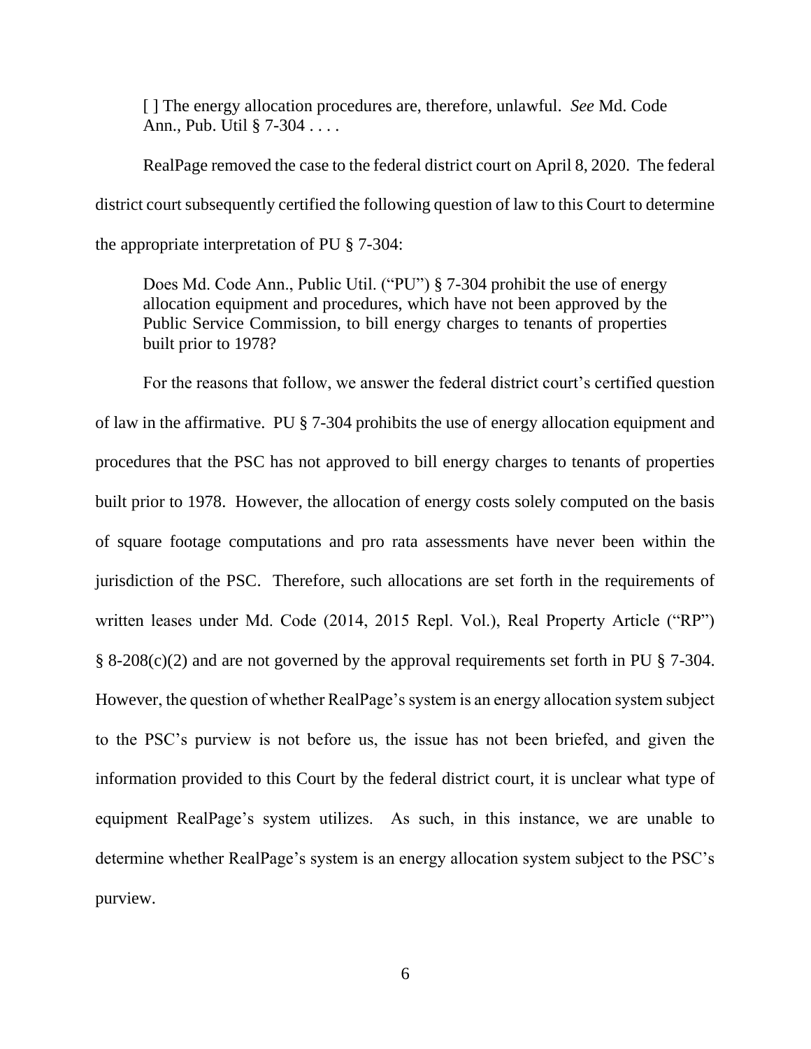> [ ] The energy allocation procedures are, therefore, unlawful. *See* Md. Code Ann., Pub. Util § 7-304 . . . .

RealPage removed the case to the federal district court on April 8, 2020. The federal district court subsequently certified the following question of law to this Court to determine the appropriate interpretation of PU § 7-304:

> Does Md. Code Ann., Public Util. ("PU") § 7-304 prohibit the use of energy allocation equipment and procedures, which have not been approved by the Public Service Commission, to bill energy charges to tenants of properties built prior to 1978?

For the reasons that follow, we answer the federal district court's certified question of law in the affirmative. PU § 7-304 prohibits the use of energy allocation equipment and procedures that the PSC has not approved to bill energy charges to tenants of properties built prior to 1978. However, the allocation of energy costs solely computed on the basis of square footage computations and pro rata assessments have never been within the jurisdiction of the PSC. Therefore, such allocations are set forth in the requirements of written leases under Md. Code (2014, 2015 Repl. Vol.), Real Property Article ("RP") § 8-208(c)(2) and are not governed by the approval requirements set forth in PU § 7-304. However, the question of whether RealPage's system is an energy allocation system subject to the PSC's purview is not before us, the issue has not been briefed, and given the information provided to this Court by the federal district court, it is unclear what type of equipment RealPage's system utilizes. As such, in this instance, we are unable to determine whether RealPage's system is an energy allocation system subject to the PSC's purview.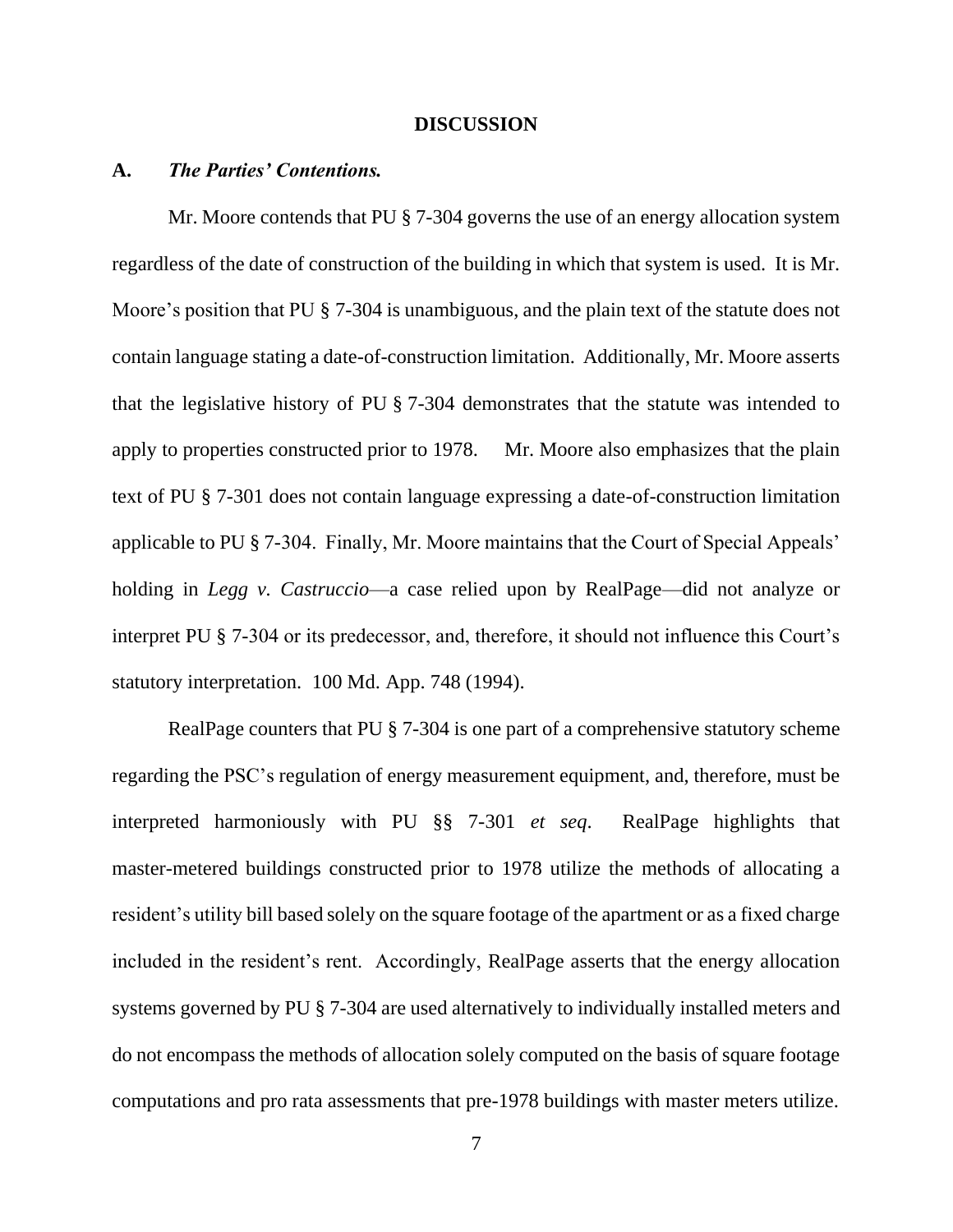## DISCUSSION

### A. *The Parties' Contentions.*

Mr. Moore contends that PU § 7-304 governs the use of an energy allocation system regardless of the date of construction of the building in which that system is used. It is Mr. Moore's position that PU § 7-304 is unambiguous, and the plain text of the statute does not contain language stating a date-of-construction limitation. Additionally, Mr. Moore asserts that the legislative history of PU § 7-304 demonstrates that the statute was intended to apply to properties constructed prior to 1978. Mr. Moore also emphasizes that the plain text of PU § 7-301 does not contain language expressing a date-of-construction limitation applicable to PU § 7-304. Finally, Mr. Moore maintains that the Court of Special Appeals' holding in *Legg v. Castruccio*—a case relied upon by RealPage—did not analyze or interpret PU § 7-304 or its predecessor, and, therefore, it should not influence this Court's statutory interpretation. 100 Md. App. 748 (1994).

RealPage counters that PU § 7-304 is one part of a comprehensive statutory scheme regarding the PSC's regulation of energy measurement equipment, and, therefore, must be interpreted harmoniously with PU §§ 7-301 *et seq.* RealPage highlights that master-metered buildings constructed prior to 1978 utilize the methods of allocating a resident's utility bill based solely on the square footage of the apartment or as a fixed charge included in the resident's rent. Accordingly, RealPage asserts that the energy allocation systems governed by PU § 7-304 are used alternatively to individually installed meters and do not encompass the methods of allocation solely computed on the basis of square footage computations and pro rata assessments that pre-1978 buildings with master meters utilize.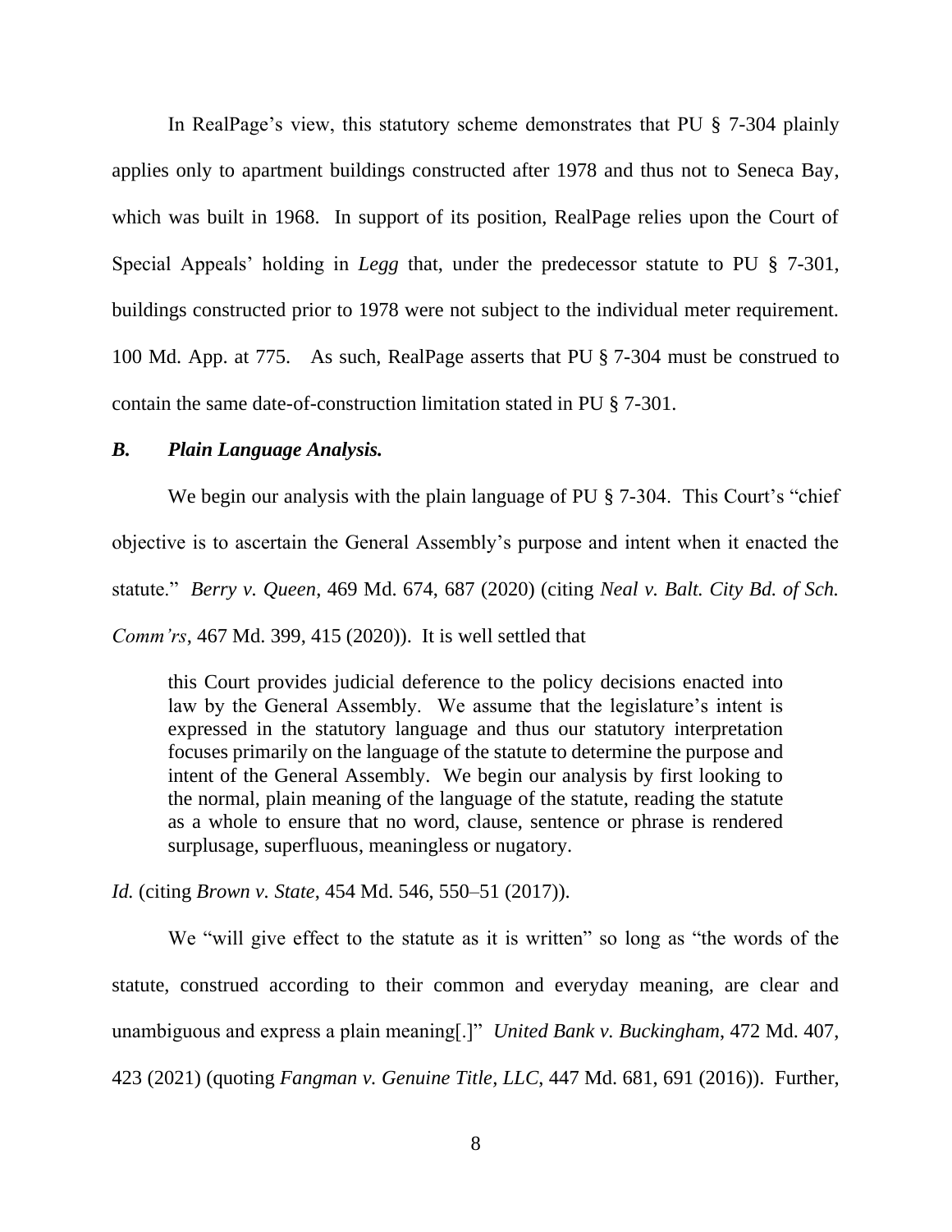In RealPage's view, this statutory scheme demonstrates that PU § 7-304 plainly applies only to apartment buildings constructed after 1978 and thus not to Seneca Bay, which was built in 1968. In support of its position, RealPage relies upon the Court of Special Appeals' holding in *Legg* that, under the predecessor statute to PU § 7-301, buildings constructed prior to 1978 were not subject to the individual meter requirement. 100 Md. App. at 775. As such, RealPage asserts that PU § 7-304 must be construed to contain the same date-of-construction limitation stated in PU § 7-301.

### *B. Plain Language Analysis.*

We begin our analysis with the plain language of PU § 7-304. This Court's "chief objective is to ascertain the General Assembly's purpose and intent when it enacted the statute." *Berry v. Queen*, 469 Md. 674, 687 (2020) (citing *Neal v. Balt. City Bd. of Sch. Comm'rs*, 467 Md. 399, 415 (2020)). It is well settled that

> this Court provides judicial deference to the policy decisions enacted into law by the General Assembly. We assume that the legislature's intent is expressed in the statutory language and thus our statutory interpretation focuses primarily on the language of the statute to determine the purpose and intent of the General Assembly. We begin our analysis by first looking to the normal, plain meaning of the language of the statute, reading the statute as a whole to ensure that no word, clause, sentence or phrase is rendered surplusage, superfluous, meaningless or nugatory.

*Id.* (citing *Brown v. State*, 454 Md. 546, 550–51 (2017)).

We "will give effect to the statute as it is written" so long as "the words of the statute, construed according to their common and everyday meaning, are clear and unambiguous and express a plain meaning[.]" *United Bank v. Buckingham*, 472 Md. 407, 423 (2021) (quoting *Fangman v. Genuine Title, LLC*, 447 Md. 681, 691 (2016)). Further,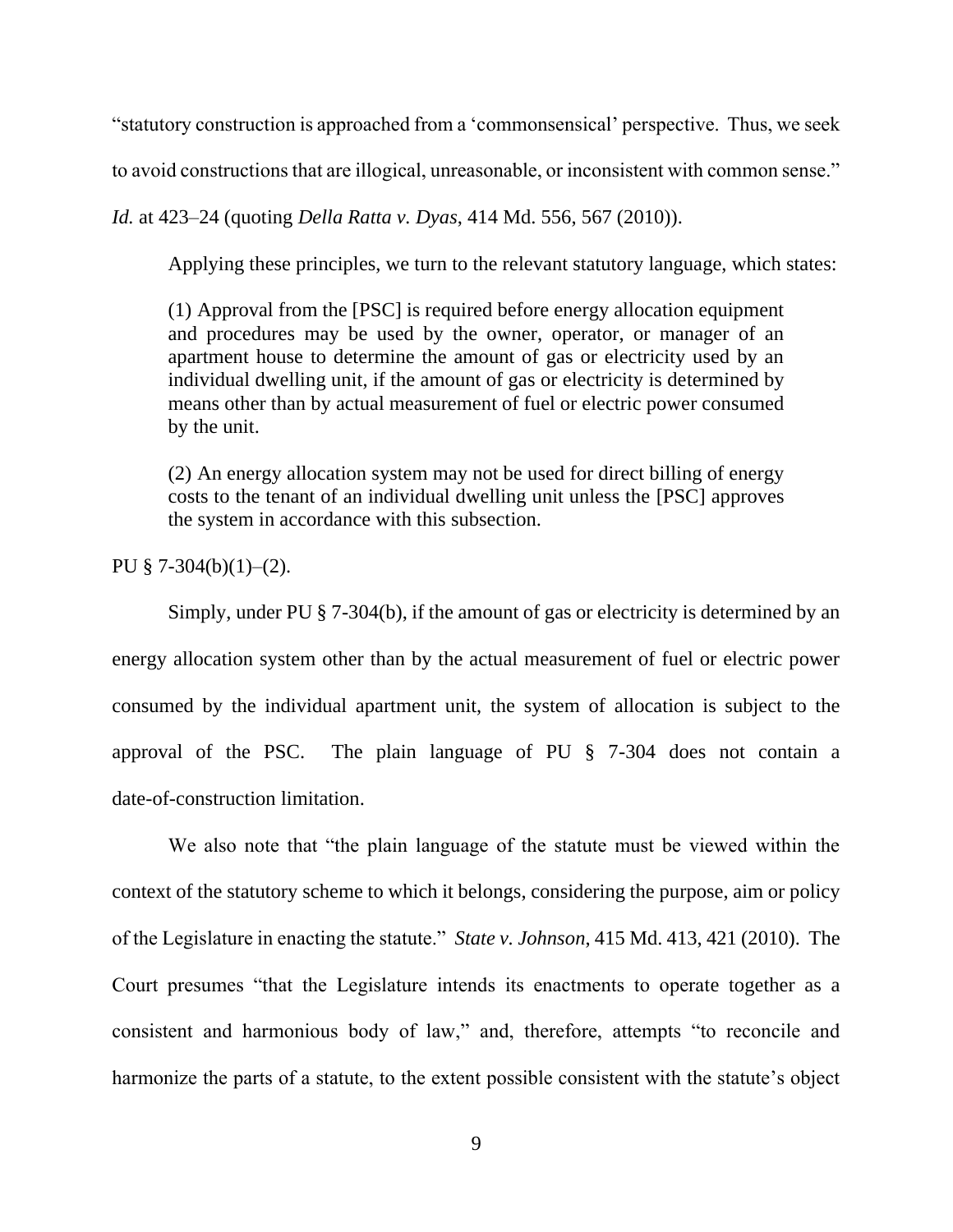"statutory construction is approached from a 'commonsensical' perspective. Thus, we seek to avoid constructions that are illogical, unreasonable, or inconsistent with common sense." *Id.* at 423–24 (quoting *Della Ratta v. Dyas*, 414 Md. 556, 567 (2010)).

Applying these principles, we turn to the relevant statutory language, which states:

> (1) Approval from the [PSC] is required before energy allocation equipment and procedures may be used by the owner, operator, or manager of an apartment house to determine the amount of gas or electricity used by an individual dwelling unit, if the amount of gas or electricity is determined by means other than by actual measurement of fuel or electric power consumed by the unit.
>
> (2) An energy allocation system may not be used for direct billing of energy costs to the tenant of an individual dwelling unit unless the [PSC] approves the system in accordance with this subsection.

PU § 7-304(b)(1)–(2).

Simply, under PU § 7-304(b), if the amount of gas or electricity is determined by an energy allocation system other than by the actual measurement of fuel or electric power consumed by the individual apartment unit, the system of allocation is subject to the approval of the PSC. The plain language of PU § 7-304 does not contain a date-of-construction limitation.

We also note that "the plain language of the statute must be viewed within the context of the statutory scheme to which it belongs, considering the purpose, aim or policy of the Legislature in enacting the statute." *State v. Johnson*, 415 Md. 413, 421 (2010). The Court presumes "that the Legislature intends its enactments to operate together as a consistent and harmonious body of law," and, therefore, attempts "to reconcile and harmonize the parts of a statute, to the extent possible consistent with the statute's object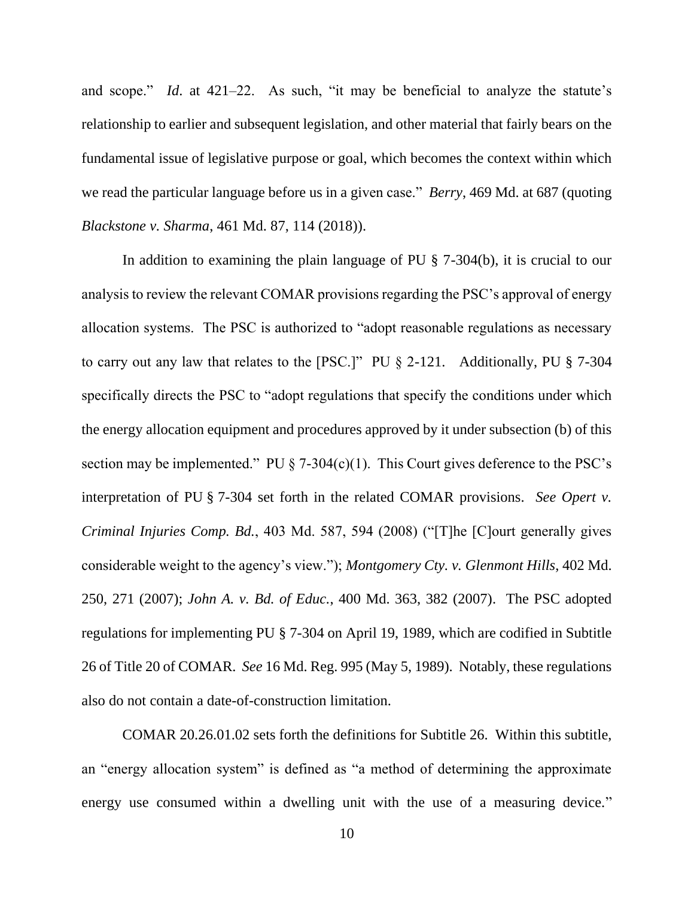and scope." *Id*. at 421–22. As such, "it may be beneficial to analyze the statute's relationship to earlier and subsequent legislation, and other material that fairly bears on the fundamental issue of legislative purpose or goal, which becomes the context within which we read the particular language before us in a given case." *Berry*, 469 Md. at 687 (quoting *Blackstone v. Sharma*, 461 Md. 87, 114 (2018)).

In addition to examining the plain language of PU § 7-304(b), it is crucial to our analysis to review the relevant COMAR provisions regarding the PSC's approval of energy allocation systems. The PSC is authorized to "adopt reasonable regulations as necessary to carry out any law that relates to the [PSC.]" PU § 2-121. Additionally, PU § 7-304 specifically directs the PSC to "adopt regulations that specify the conditions under which the energy allocation equipment and procedures approved by it under subsection (b) of this section may be implemented." PU § 7-304(c)(1). This Court gives deference to the PSC's interpretation of PU § 7-304 set forth in the related COMAR provisions. *See Opert v. Criminal Injuries Comp. Bd.*, 403 Md. 587, 594 (2008) ("[T]he [C]ourt generally gives considerable weight to the agency's view."); *Montgomery Cty. v. Glenmont Hills*, 402 Md. 250, 271 (2007); *John A. v. Bd. of Educ.*, 400 Md. 363, 382 (2007). The PSC adopted regulations for implementing PU § 7-304 on April 19, 1989, which are codified in Subtitle 26 of Title 20 of COMAR. *See* 16 Md. Reg. 995 (May 5, 1989). Notably, these regulations also do not contain a date-of-construction limitation.

COMAR 20.26.01.02 sets forth the definitions for Subtitle 26. Within this subtitle, an "energy allocation system" is defined as "a method of determining the approximate energy use consumed within a dwelling unit with the use of a measuring device."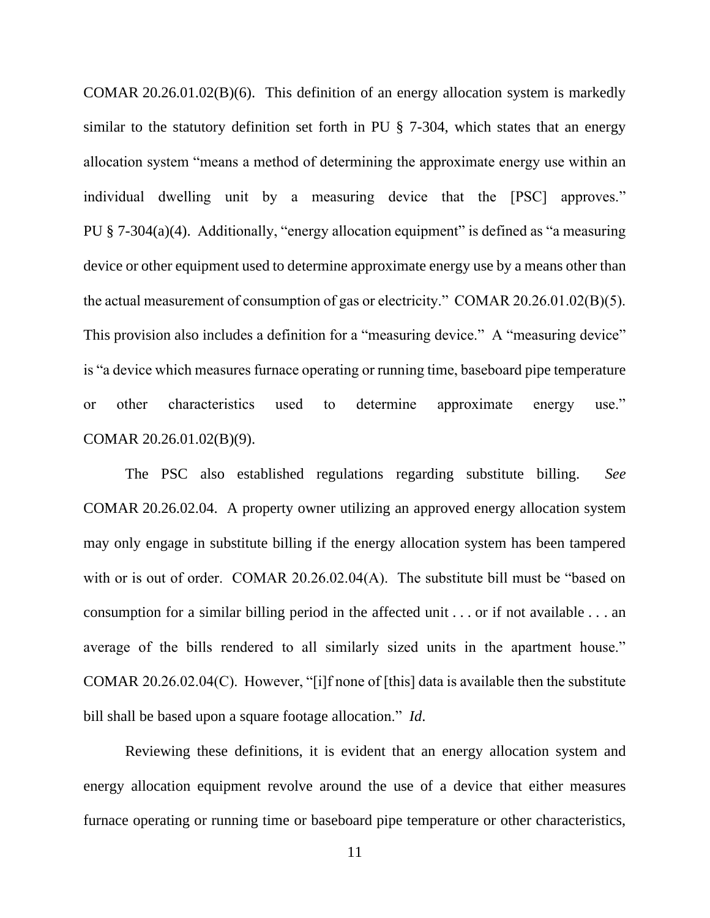COMAR 20.26.01.02(B)(6). This definition of an energy allocation system is markedly similar to the statutory definition set forth in PU § 7-304, which states that an energy allocation system "means a method of determining the approximate energy use within an individual dwelling unit by a measuring device that the [PSC] approves." PU § 7-304(a)(4). Additionally, "energy allocation equipment" is defined as "a measuring device or other equipment used to determine approximate energy use by a means other than the actual measurement of consumption of gas or electricity." COMAR 20.26.01.02(B)(5). This provision also includes a definition for a "measuring device." A "measuring device" is "a device which measures furnace operating or running time, baseboard pipe temperature or other characteristics used to determine approximate energy use." COMAR 20.26.01.02(B)(9).

The PSC also established regulations regarding substitute billing. *See* COMAR 20.26.02.04. A property owner utilizing an approved energy allocation system may only engage in substitute billing if the energy allocation system has been tampered with or is out of order. COMAR 20.26.02.04(A). The substitute bill must be "based on consumption for a similar billing period in the affected unit . . . or if not available . . . an average of the bills rendered to all similarly sized units in the apartment house." COMAR 20.26.02.04(C). However, "[i]f none of [this] data is available then the substitute bill shall be based upon a square footage allocation." *Id.*

Reviewing these definitions, it is evident that an energy allocation system and energy allocation equipment revolve around the use of a device that either measures furnace operating or running time or baseboard pipe temperature or other characteristics,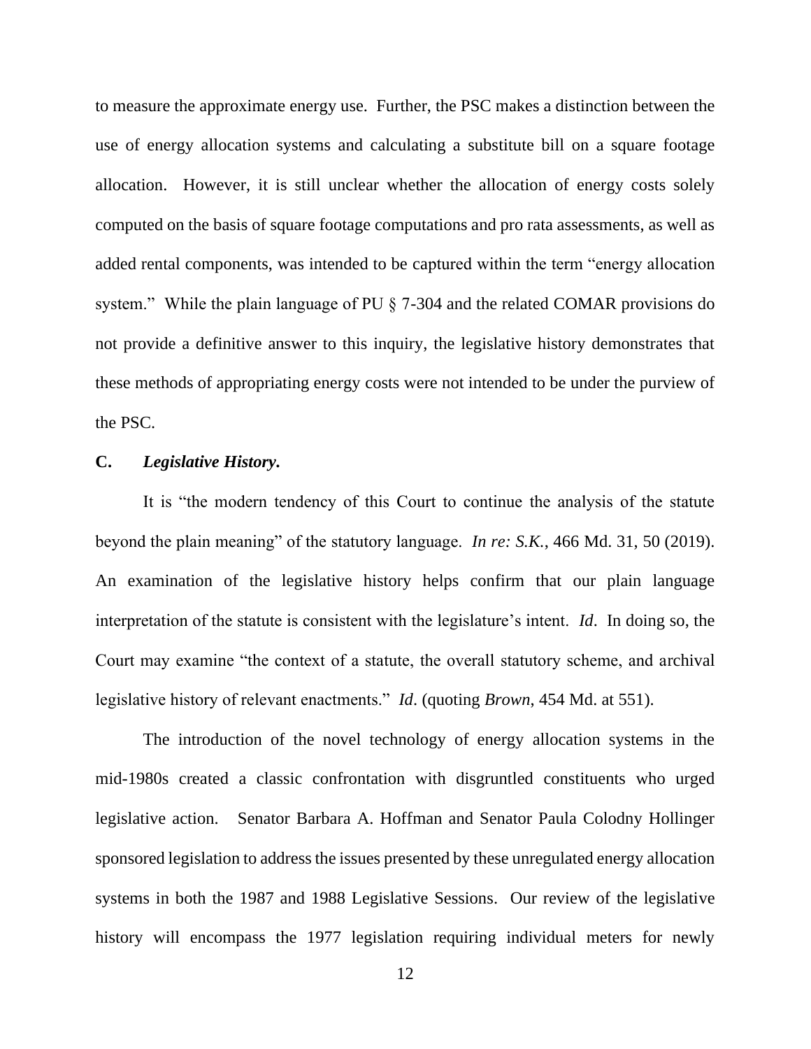to measure the approximate energy use. Further, the PSC makes a distinction between the use of energy allocation systems and calculating a substitute bill on a square footage allocation. However, it is still unclear whether the allocation of energy costs solely computed on the basis of square footage computations and pro rata assessments, as well as added rental components, was intended to be captured within the term "energy allocation system." While the plain language of PU § 7-304 and the related COMAR provisions do not provide a definitive answer to this inquiry, the legislative history demonstrates that these methods of appropriating energy costs were not intended to be under the purview of the PSC.

### C. *Legislative History.*

It is "the modern tendency of this Court to continue the analysis of the statute beyond the plain meaning" of the statutory language. *In re: S.K.*, 466 Md. 31, 50 (2019). An examination of the legislative history helps confirm that our plain language interpretation of the statute is consistent with the legislature's intent. *Id*. In doing so, the Court may examine "the context of a statute, the overall statutory scheme, and archival legislative history of relevant enactments." *Id*. (quoting *Brown*, 454 Md. at 551).

The introduction of the novel technology of energy allocation systems in the mid-1980s created a classic confrontation with disgruntled constituents who urged legislative action. Senator Barbara A. Hoffman and Senator Paula Colodny Hollinger sponsored legislation to address the issues presented by these unregulated energy allocation systems in both the 1987 and 1988 Legislative Sessions. Our review of the legislative history will encompass the 1977 legislation requiring individual meters for newly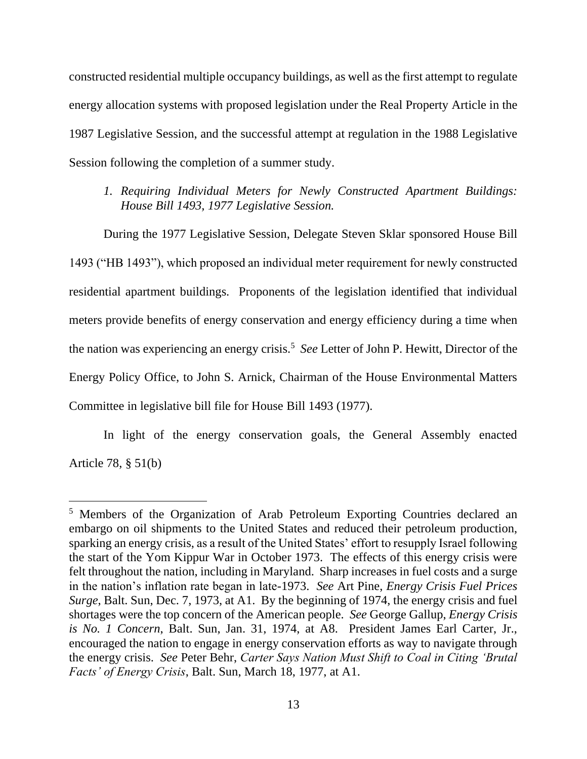constructed residential multiple occupancy buildings, as well as the first attempt to regulate energy allocation systems with proposed legislation under the Real Property Article in the 1987 Legislative Session, and the successful attempt at regulation in the 1988 Legislative Session following the completion of a summer study.

1. *Requiring Individual Meters for Newly Constructed Apartment Buildings: House Bill 1493, 1977 Legislative Session.*

During the 1977 Legislative Session, Delegate Steven Sklar sponsored House Bill 1493 ("HB 1493"), which proposed an individual meter requirement for newly constructed residential apartment buildings. Proponents of the legislation identified that individual meters provide benefits of energy conservation and energy efficiency during a time when the nation was experiencing an energy crisis.[5] *See* Letter of John P. Hewitt, Director of the Energy Policy Office, to John S. Arnick, Chairman of the House Environmental Matters Committee in legislative bill file for House Bill 1493 (1977).

In light of the energy conservation goals, the General Assembly enacted Article 78, § 51(b)

---

[5] Members of the Organization of Arab Petroleum Exporting Countries declared an embargo on oil shipments to the United States and reduced their petroleum production, sparking an energy crisis, as a result of the United States' effort to resupply Israel following the start of the Yom Kippur War in October 1973. The effects of this energy crisis were felt throughout the nation, including in Maryland. Sharp increases in fuel costs and a surge in the nation's inflation rate began in late-1973. *See* Art Pine, *Energy Crisis Fuel Prices Surge*, Balt. Sun, Dec. 7, 1973, at A1. By the beginning of 1974, the energy crisis and fuel shortages were the top concern of the American people. *See* George Gallup, *Energy Crisis is No. 1 Concern*, Balt. Sun, Jan. 31, 1974, at A8. President James Earl Carter, Jr., encouraged the nation to engage in energy conservation efforts as way to navigate through the energy crisis. *See* Peter Behr, *Carter Says Nation Must Shift to Coal in Citing 'Brutal Facts' of Energy Crisis*, Balt. Sun, March 18, 1977, at A1.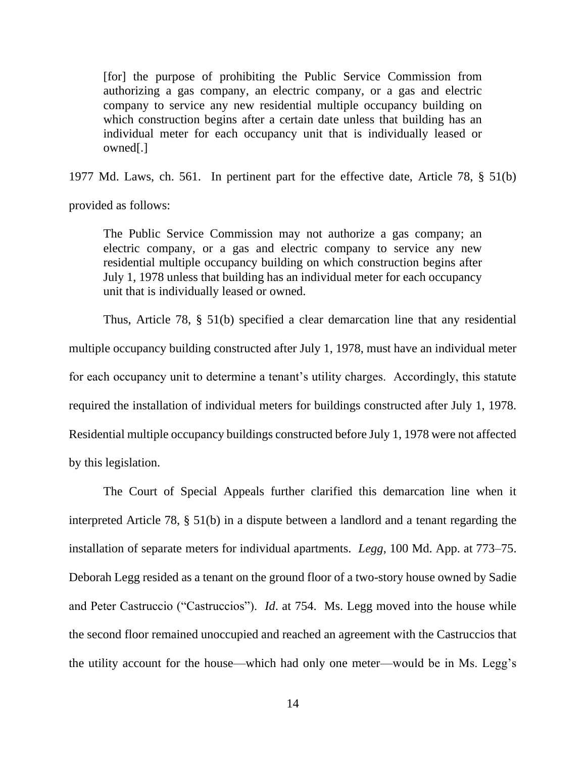> [for] the purpose of prohibiting the Public Service Commission from authorizing a gas company, an electric company, or a gas and electric company to service any new residential multiple occupancy building on which construction begins after a certain date unless that building has an individual meter for each occupancy unit that is individually leased or owned[.]

1977 Md. Laws, ch. 561. In pertinent part for the effective date, Article 78, § 51(b) provided as follows:

> The Public Service Commission may not authorize a gas company; an electric company, or a gas and electric company to service any new residential multiple occupancy building on which construction begins after July 1, 1978 unless that building has an individual meter for each occupancy unit that is individually leased or owned.

Thus, Article 78, § 51(b) specified a clear demarcation line that any residential multiple occupancy building constructed after July 1, 1978, must have an individual meter for each occupancy unit to determine a tenant's utility charges. Accordingly, this statute required the installation of individual meters for buildings constructed after July 1, 1978. Residential multiple occupancy buildings constructed before July 1, 1978 were not affected by this legislation.

The Court of Special Appeals further clarified this demarcation line when it interpreted Article 78, § 51(b) in a dispute between a landlord and a tenant regarding the installation of separate meters for individual apartments. *Legg*, 100 Md. App. at 773–75. Deborah Legg resided as a tenant on the ground floor of a two-story house owned by Sadie and Peter Castruccio ("Castruccios"). *Id*. at 754. Ms. Legg moved into the house while the second floor remained unoccupied and reached an agreement with the Castruccios that the utility account for the house—which had only one meter—would be in Ms. Legg's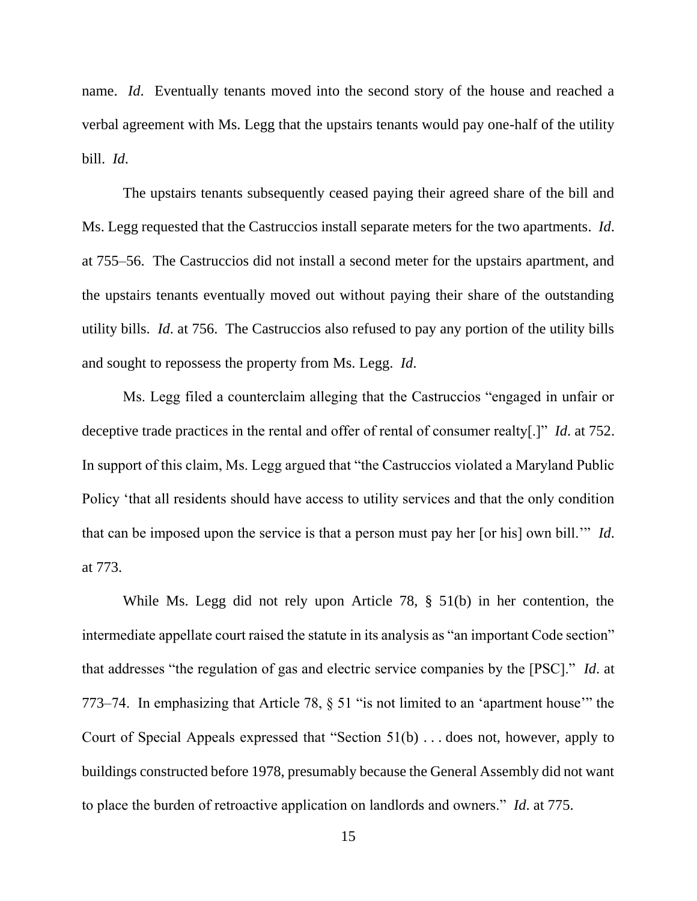name. *Id*. Eventually tenants moved into the second story of the house and reached a verbal agreement with Ms. Legg that the upstairs tenants would pay one-half of the utility bill. *Id*.

The upstairs tenants subsequently ceased paying their agreed share of the bill and Ms. Legg requested that the Castruccios install separate meters for the two apartments. *Id*. at 755–56. The Castruccios did not install a second meter for the upstairs apartment, and the upstairs tenants eventually moved out without paying their share of the outstanding utility bills. *Id*. at 756. The Castruccios also refused to pay any portion of the utility bills and sought to repossess the property from Ms. Legg. *Id*.

Ms. Legg filed a counterclaim alleging that the Castruccios "engaged in unfair or deceptive trade practices in the rental and offer of rental of consumer realty[.]" *Id*. at 752. In support of this claim, Ms. Legg argued that "the Castruccios violated a Maryland Public Policy 'that all residents should have access to utility services and that the only condition that can be imposed upon the service is that a person must pay her [or his] own bill.'" *Id*. at 773.

While Ms. Legg did not rely upon Article 78, § 51(b) in her contention, the intermediate appellate court raised the statute in its analysis as "an important Code section" that addresses "the regulation of gas and electric service companies by the [PSC]." *Id*. at 773–74. In emphasizing that Article 78, § 51 "is not limited to an 'apartment house'" the Court of Special Appeals expressed that "Section 51(b) . . . does not, however, apply to buildings constructed before 1978, presumably because the General Assembly did not want to place the burden of retroactive application on landlords and owners." *Id*. at 775.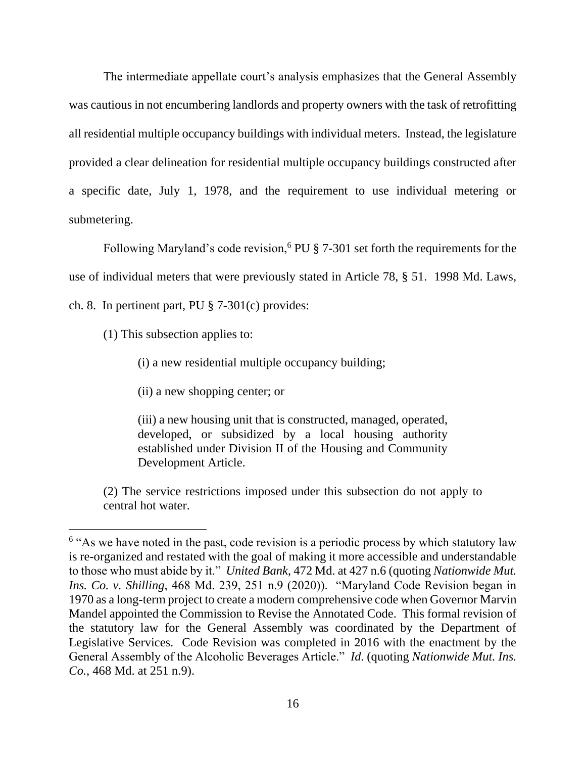The intermediate appellate court's analysis emphasizes that the General Assembly was cautious in not encumbering landlords and property owners with the task of retrofitting all residential multiple occupancy buildings with individual meters. Instead, the legislature provided a clear delineation for residential multiple occupancy buildings constructed after a specific date, July 1, 1978, and the requirement to use individual metering or submetering.

Following Maryland's code revision,[6] PU § 7-301 set forth the requirements for the use of individual meters that were previously stated in Article 78, § 51. 1998 Md. Laws, ch. 8. In pertinent part, PU § 7-301(c) provides:

> (1) This subsection applies to:
>
> > (i) a new residential multiple occupancy building;
> >
> > (ii) a new shopping center; or
> >
> > (iii) a new housing unit that is constructed, managed, operated, developed, or subsidized by a local housing authority established under Division II of the Housing and Community Development Article.
>
> (2) The service restrictions imposed under this subsection do not apply to central hot water.

---

[6] "As we have noted in the past, code revision is a periodic process by which statutory law is re-organized and restated with the goal of making it more accessible and understandable to those who must abide by it." *United Bank*, 472 Md. at 427 n.6 (quoting *Nationwide Mut. Ins. Co. v. Shilling*, 468 Md. 239, 251 n.9 (2020)). "Maryland Code Revision began in 1970 as a long-term project to create a modern comprehensive code when Governor Marvin Mandel appointed the Commission to Revise the Annotated Code. This formal revision of the statutory law for the General Assembly was coordinated by the Department of Legislative Services. Code Revision was completed in 2016 with the enactment by the General Assembly of the Alcoholic Beverages Article." *Id*. (quoting *Nationwide Mut. Ins. Co.*, 468 Md. at 251 n.9).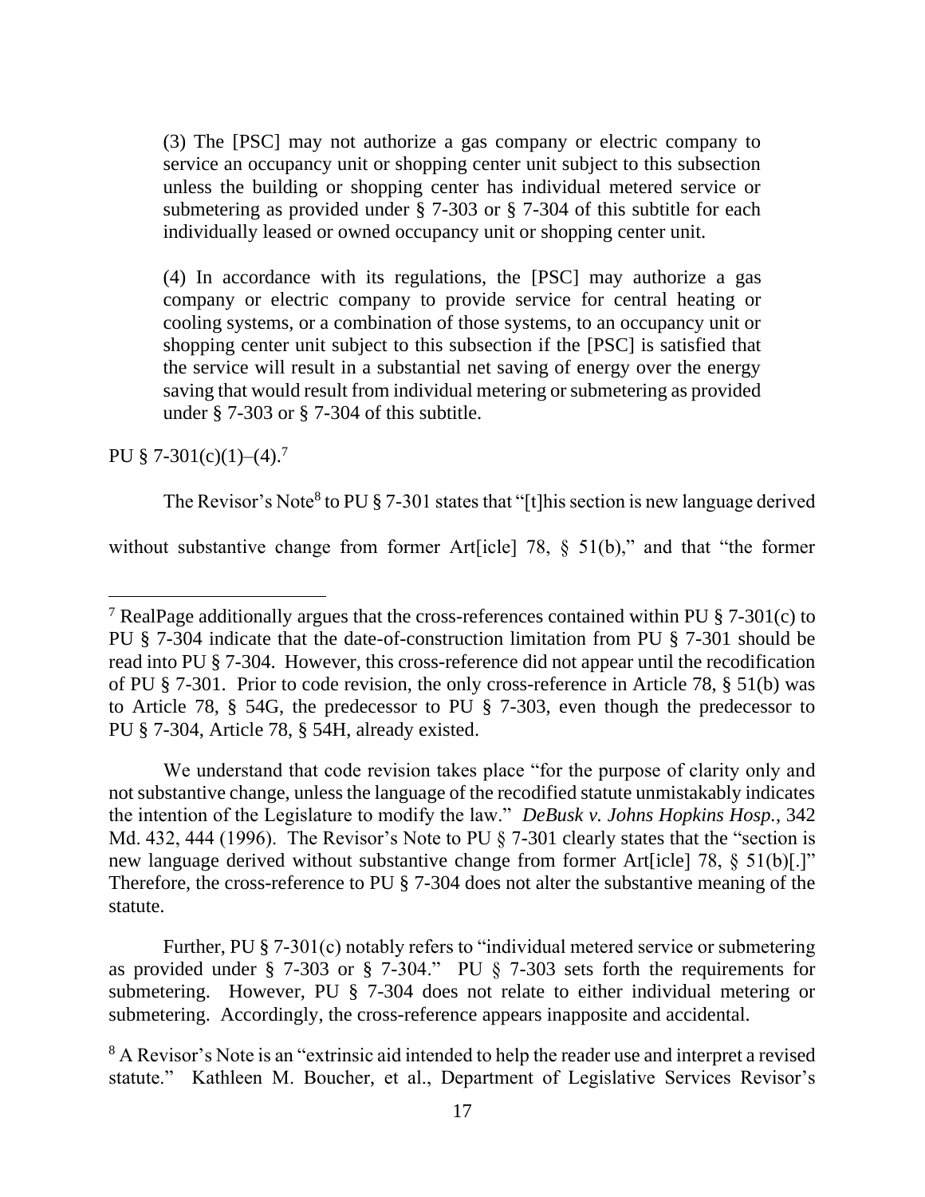> (3) The [PSC] may not authorize a gas company or electric company to service an occupancy unit or shopping center unit subject to this subsection unless the building or shopping center has individual metered service or submetering as provided under § 7-303 or § 7-304 of this subtitle for each individually leased or owned occupancy unit or shopping center unit.
>
> (4) In accordance with its regulations, the [PSC] may authorize a gas company or electric company to provide service for central heating or cooling systems, or a combination of those systems, to an occupancy unit or shopping center unit subject to this subsection if the [PSC] is satisfied that the service will result in a substantial net saving of energy over the energy saving that would result from individual metering or submetering as provided under § 7-303 or § 7-304 of this subtitle.

PU § 7-301(c)(1)–(4).[7]

The Revisor's Note[8] to PU § 7-301 states that "[t]his section is new language derived without substantive change from former Art[icle] 78, § 51(b)," and that "the former

---

[7] RealPage additionally argues that the cross-references contained within PU § 7-301(c) to PU § 7-304 indicate that the date-of-construction limitation from PU § 7-301 should be read into PU § 7-304. However, this cross-reference did not appear until the recodification of PU § 7-301. Prior to code revision, the only cross-reference in Article 78, § 51(b) was to Article 78, § 54G, the predecessor to PU § 7-303, even though the predecessor to PU § 7-304, Article 78, § 54H, already existed.

We understand that code revision takes place "for the purpose of clarity only and not substantive change, unless the language of the recodified statute unmistakably indicates the intention of the Legislature to modify the law." *DeBusk v. Johns Hopkins Hosp.*, 342 Md. 432, 444 (1996). The Revisor's Note to PU § 7-301 clearly states that the "section is new language derived without substantive change from former Art[icle] 78, § 51(b)[.]" Therefore, the cross-reference to PU § 7-304 does not alter the substantive meaning of the statute.

Further, PU § 7-301(c) notably refers to "individual metered service or submetering as provided under § 7-303 or § 7-304." PU § 7-303 sets forth the requirements for submetering. However, PU § 7-304 does not relate to either individual metering or submetering. Accordingly, the cross-reference appears inapposite and accidental.

[8] A Revisor's Note is an "extrinsic aid intended to help the reader use and interpret a revised statute." Kathleen M. Boucher, et al., Department of Legislative Services Revisor's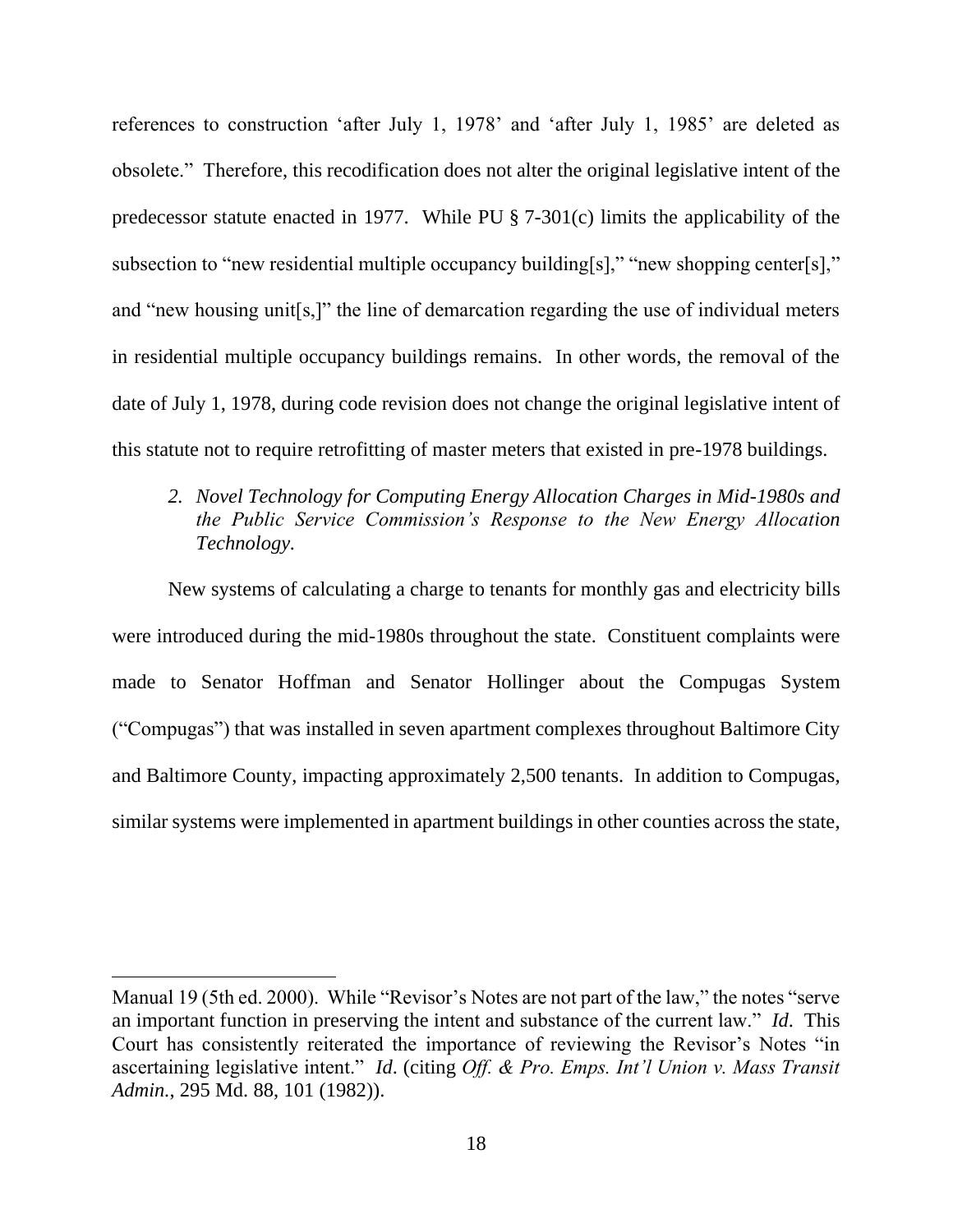references to construction 'after July 1, 1978' and 'after July 1, 1985' are deleted as obsolete." Therefore, this recodification does not alter the original legislative intent of the predecessor statute enacted in 1977. While PU § 7-301(c) limits the applicability of the subsection to "new residential multiple occupancy building[s]," "new shopping center[s]," and "new housing unit[s,]" the line of demarcation regarding the use of individual meters in residential multiple occupancy buildings remains. In other words, the removal of the date of July 1, 1978, during code revision does not change the original legislative intent of this statute not to require retrofitting of master meters that existed in pre-1978 buildings.

*2. Novel Technology for Computing Energy Allocation Charges in Mid-1980s and the Public Service Commission's Response to the New Energy Allocation Technology.*

New systems of calculating a charge to tenants for monthly gas and electricity bills were introduced during the mid-1980s throughout the state. Constituent complaints were made to Senator Hoffman and Senator Hollinger about the Compugas System ("Compugas") that was installed in seven apartment complexes throughout Baltimore City and Baltimore County, impacting approximately 2,500 tenants. In addition to Compugas, similar systems were implemented in apartment buildings in other counties across the state,

---

Manual 19 (5th ed. 2000). While "Revisor's Notes are not part of the law," the notes "serve an important function in preserving the intent and substance of the current law." *Id*. This Court has consistently reiterated the importance of reviewing the Revisor's Notes "in ascertaining legislative intent." *Id*. (citing *Off. & Pro. Emps. Int'l Union v. Mass Transit Admin.*, 295 Md. 88, 101 (1982)).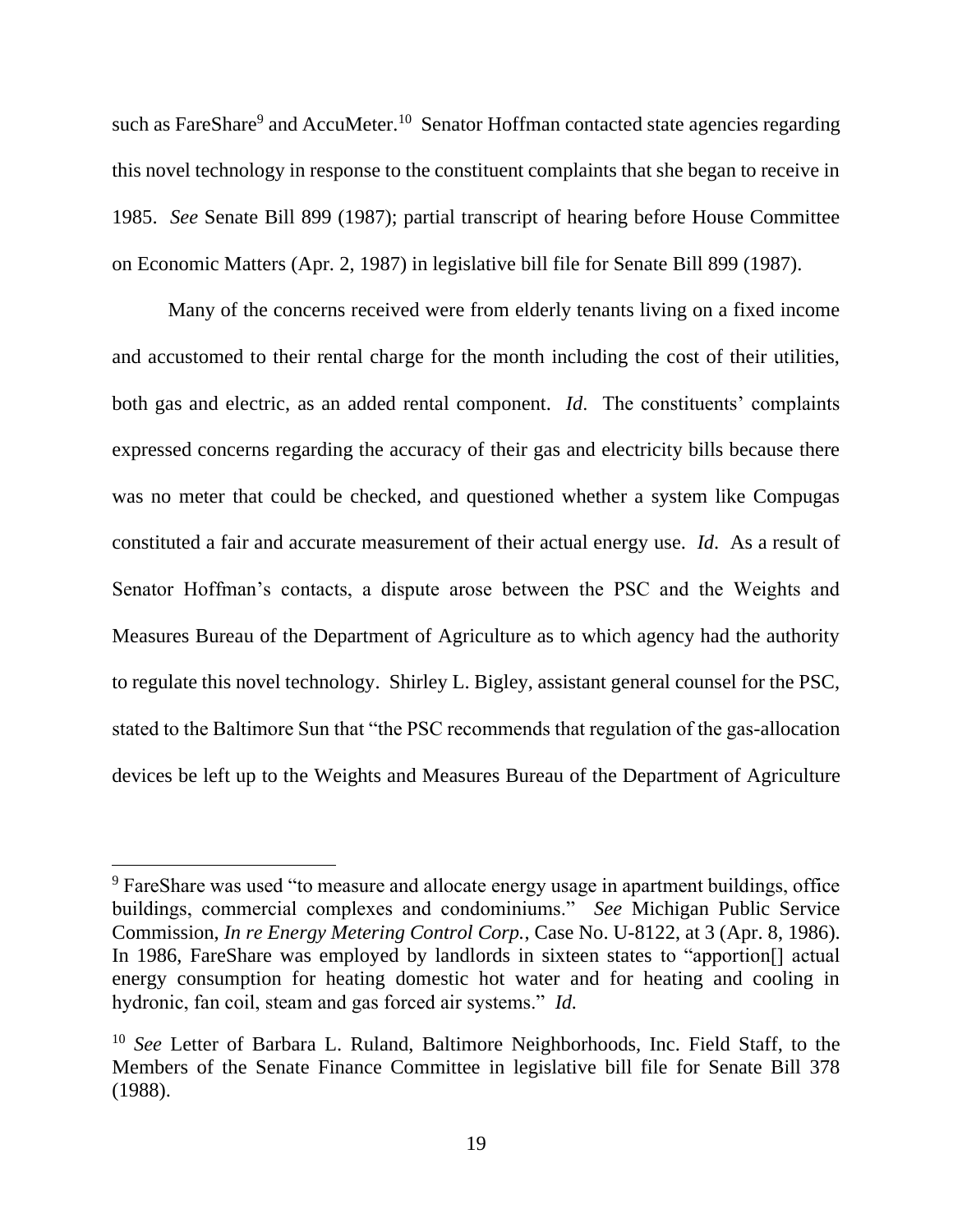such as FareShare[9] and AccuMeter.[10] Senator Hoffman contacted state agencies regarding this novel technology in response to the constituent complaints that she began to receive in 1985. *See* Senate Bill 899 (1987); partial transcript of hearing before House Committee on Economic Matters (Apr. 2, 1987) in legislative bill file for Senate Bill 899 (1987).

Many of the concerns received were from elderly tenants living on a fixed income and accustomed to their rental charge for the month including the cost of their utilities, both gas and electric, as an added rental component. *Id.* The constituents' complaints expressed concerns regarding the accuracy of their gas and electricity bills because there was no meter that could be checked, and questioned whether a system like Compugas constituted a fair and accurate measurement of their actual energy use. *Id.* As a result of Senator Hoffman's contacts, a dispute arose between the PSC and the Weights and Measures Bureau of the Department of Agriculture as to which agency had the authority to regulate this novel technology. Shirley L. Bigley, assistant general counsel for the PSC, stated to the Baltimore Sun that "the PSC recommends that regulation of the gas-allocation devices be left up to the Weights and Measures Bureau of the Department of Agriculture

---

[9] FareShare was used "to measure and allocate energy usage in apartment buildings, office buildings, commercial complexes and condominiums." *See* Michigan Public Service Commission, *In re Energy Metering Control Corp.*, Case No. U-8122, at 3 (Apr. 8, 1986). In 1986, FareShare was employed by landlords in sixteen states to "apportion[] actual energy consumption for heating domestic hot water and for heating and cooling in hydronic, fan coil, steam and gas forced air systems." *Id.*

[10] *See* Letter of Barbara L. Ruland, Baltimore Neighborhoods, Inc. Field Staff, to the Members of the Senate Finance Committee in legislative bill file for Senate Bill 378 (1988).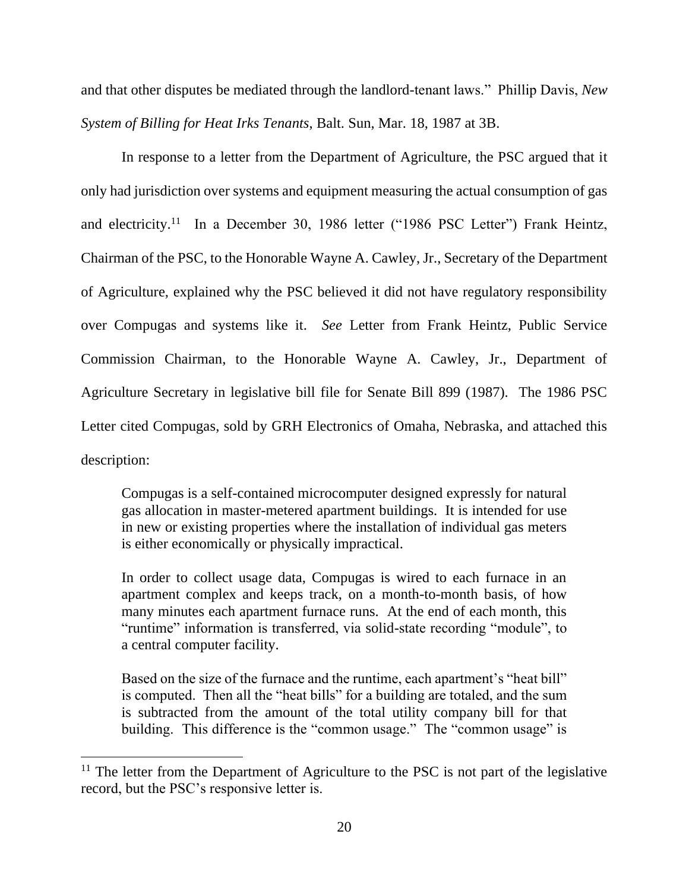and that other disputes be mediated through the landlord-tenant laws." Phillip Davis, *New System of Billing for Heat Irks Tenants*, Balt. Sun, Mar. 18, 1987 at 3B.

In response to a letter from the Department of Agriculture, the PSC argued that it only had jurisdiction over systems and equipment measuring the actual consumption of gas and electricity.[11] In a December 30, 1986 letter ("1986 PSC Letter") Frank Heintz, Chairman of the PSC, to the Honorable Wayne A. Cawley, Jr., Secretary of the Department of Agriculture, explained why the PSC believed it did not have regulatory responsibility over Compugas and systems like it. *See* Letter from Frank Heintz, Public Service Commission Chairman, to the Honorable Wayne A. Cawley, Jr., Department of Agriculture Secretary in legislative bill file for Senate Bill 899 (1987). The 1986 PSC Letter cited Compugas, sold by GRH Electronics of Omaha, Nebraska, and attached this description:

> Compugas is a self-contained microcomputer designed expressly for natural gas allocation in master-metered apartment buildings. It is intended for use in new or existing properties where the installation of individual gas meters is either economically or physically impractical.
>
> In order to collect usage data, Compugas is wired to each furnace in an apartment complex and keeps track, on a month-to-month basis, of how many minutes each apartment furnace runs. At the end of each month, this "runtime" information is transferred, via solid-state recording "module", to a central computer facility.
>
> Based on the size of the furnace and the runtime, each apartment's "heat bill" is computed. Then all the "heat bills" for a building are totaled, and the sum is subtracted from the amount of the total utility company bill for that building. This difference is the "common usage." The "common usage" is

[11] The letter from the Department of Agriculture to the PSC is not part of the legislative record, but the PSC's responsive letter is.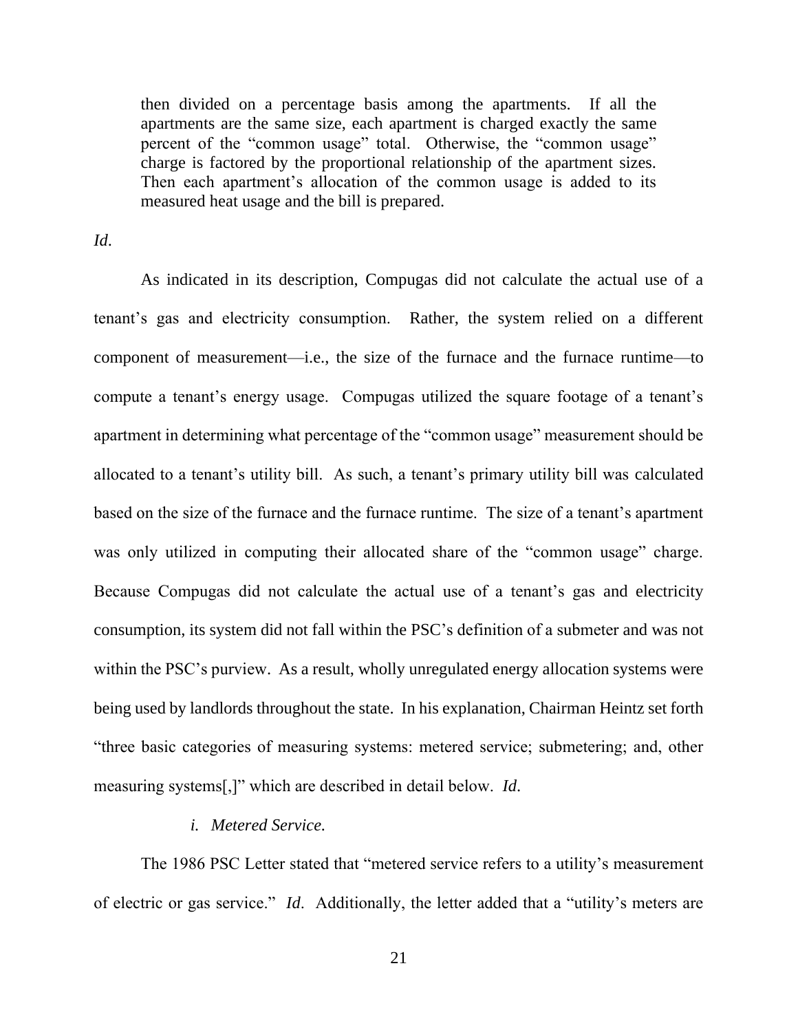> then divided on a percentage basis among the apartments. If all the apartments are the same size, each apartment is charged exactly the same percent of the "common usage" total. Otherwise, the "common usage" charge is factored by the proportional relationship of the apartment sizes. Then each apartment's allocation of the common usage is added to its measured heat usage and the bill is prepared.

*Id*.

As indicated in its description, Compugas did not calculate the actual use of a tenant's gas and electricity consumption. Rather, the system relied on a different component of measurement—i.e., the size of the furnace and the furnace runtime—to compute a tenant's energy usage. Compugas utilized the square footage of a tenant's apartment in determining what percentage of the "common usage" measurement should be allocated to a tenant's utility bill. As such, a tenant's primary utility bill was calculated based on the size of the furnace and the furnace runtime. The size of a tenant's apartment was only utilized in computing their allocated share of the "common usage" charge. Because Compugas did not calculate the actual use of a tenant's gas and electricity consumption, its system did not fall within the PSC's definition of a submeter and was not within the PSC's purview. As a result, wholly unregulated energy allocation systems were being used by landlords throughout the state. In his explanation, Chairman Heintz set forth "three basic categories of measuring systems: metered service; submetering; and, other measuring systems[,]" which are described in detail below. *Id*.

*i. Metered Service.*

The 1986 PSC Letter stated that "metered service refers to a utility's measurement of electric or gas service." *Id*. Additionally, the letter added that a "utility's meters are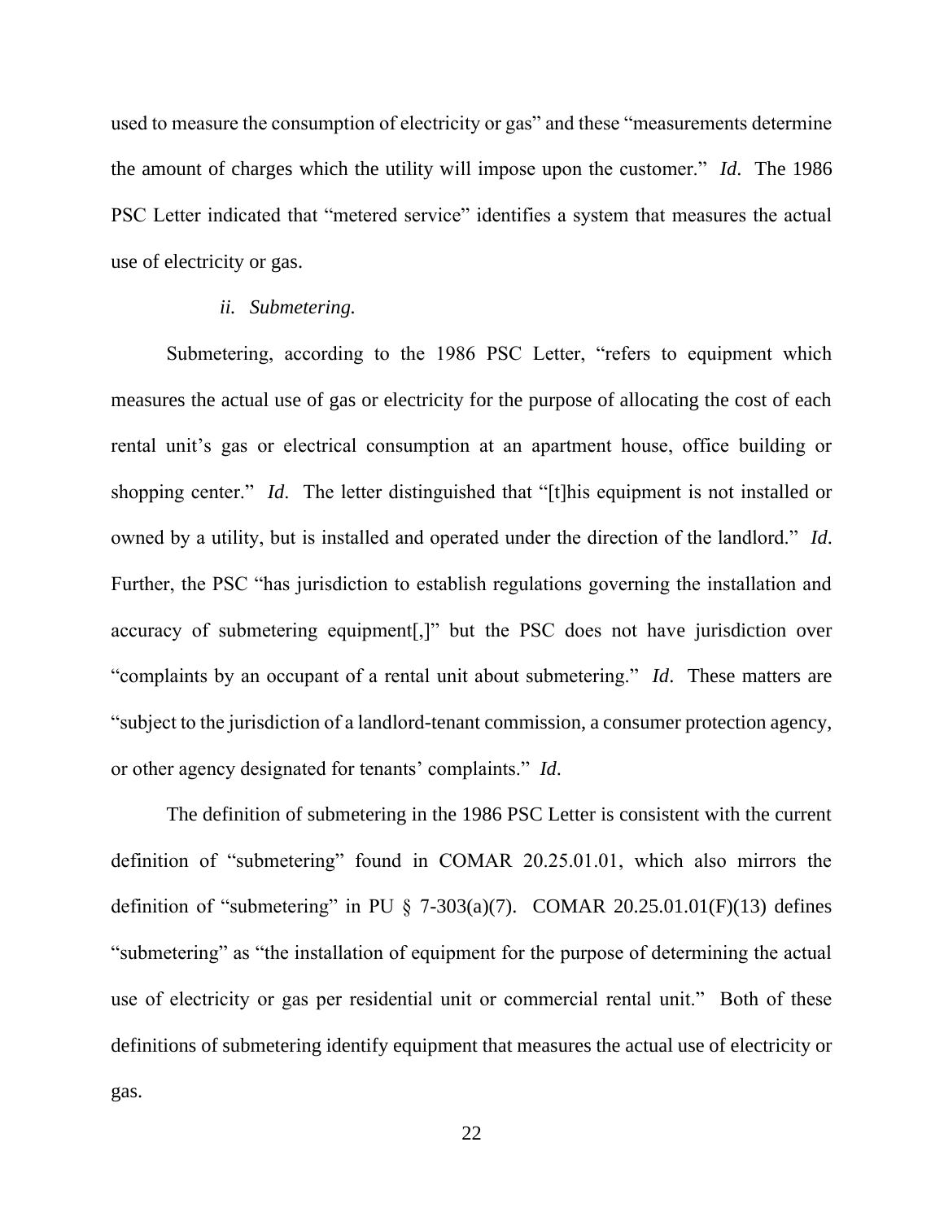used to measure the consumption of electricity or gas" and these "measurements determine the amount of charges which the utility will impose upon the customer." *Id*. The 1986 PSC Letter indicated that "metered service" identifies a system that measures the actual use of electricity or gas.

*ii. Submetering.*

Submetering, according to the 1986 PSC Letter, "refers to equipment which measures the actual use of gas or electricity for the purpose of allocating the cost of each rental unit's gas or electrical consumption at an apartment house, office building or shopping center." *Id*. The letter distinguished that "[t]his equipment is not installed or owned by a utility, but is installed and operated under the direction of the landlord." *Id*. Further, the PSC "has jurisdiction to establish regulations governing the installation and accuracy of submetering equipment[,]" but the PSC does not have jurisdiction over "complaints by an occupant of a rental unit about submetering." *Id*. These matters are "subject to the jurisdiction of a landlord-tenant commission, a consumer protection agency, or other agency designated for tenants' complaints." *Id*.

The definition of submetering in the 1986 PSC Letter is consistent with the current definition of "submetering" found in COMAR 20.25.01.01, which also mirrors the definition of "submetering" in PU § 7-303(a)(7). COMAR 20.25.01.01(F)(13) defines "submetering" as "the installation of equipment for the purpose of determining the actual use of electricity or gas per residential unit or commercial rental unit." Both of these definitions of submetering identify equipment that measures the actual use of electricity or gas.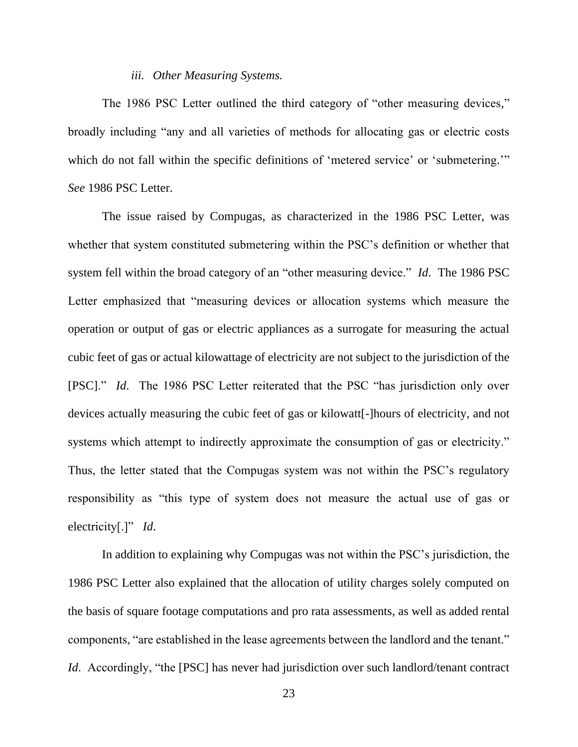*iii. Other Measuring Systems.*

The 1986 PSC Letter outlined the third category of "other measuring devices," broadly including "any and all varieties of methods for allocating gas or electric costs which do not fall within the specific definitions of 'metered service' or 'submetering.'" *See* 1986 PSC Letter.

The issue raised by Compugas, as characterized in the 1986 PSC Letter, was whether that system constituted submetering within the PSC's definition or whether that system fell within the broad category of an "other measuring device." *Id*. The 1986 PSC Letter emphasized that "measuring devices or allocation systems which measure the operation or output of gas or electric appliances as a surrogate for measuring the actual cubic feet of gas or actual kilowattage of electricity are not subject to the jurisdiction of the [PSC]." *Id*. The 1986 PSC Letter reiterated that the PSC "has jurisdiction only over devices actually measuring the cubic feet of gas or kilowatt[-]hours of electricity, and not systems which attempt to indirectly approximate the consumption of gas or electricity." Thus, the letter stated that the Compugas system was not within the PSC's regulatory responsibility as "this type of system does not measure the actual use of gas or electricity[.]" *Id*.

In addition to explaining why Compugas was not within the PSC's jurisdiction, the 1986 PSC Letter also explained that the allocation of utility charges solely computed on the basis of square footage computations and pro rata assessments, as well as added rental components, "are established in the lease agreements between the landlord and the tenant." *Id*. Accordingly, "the [PSC] has never had jurisdiction over such landlord/tenant contract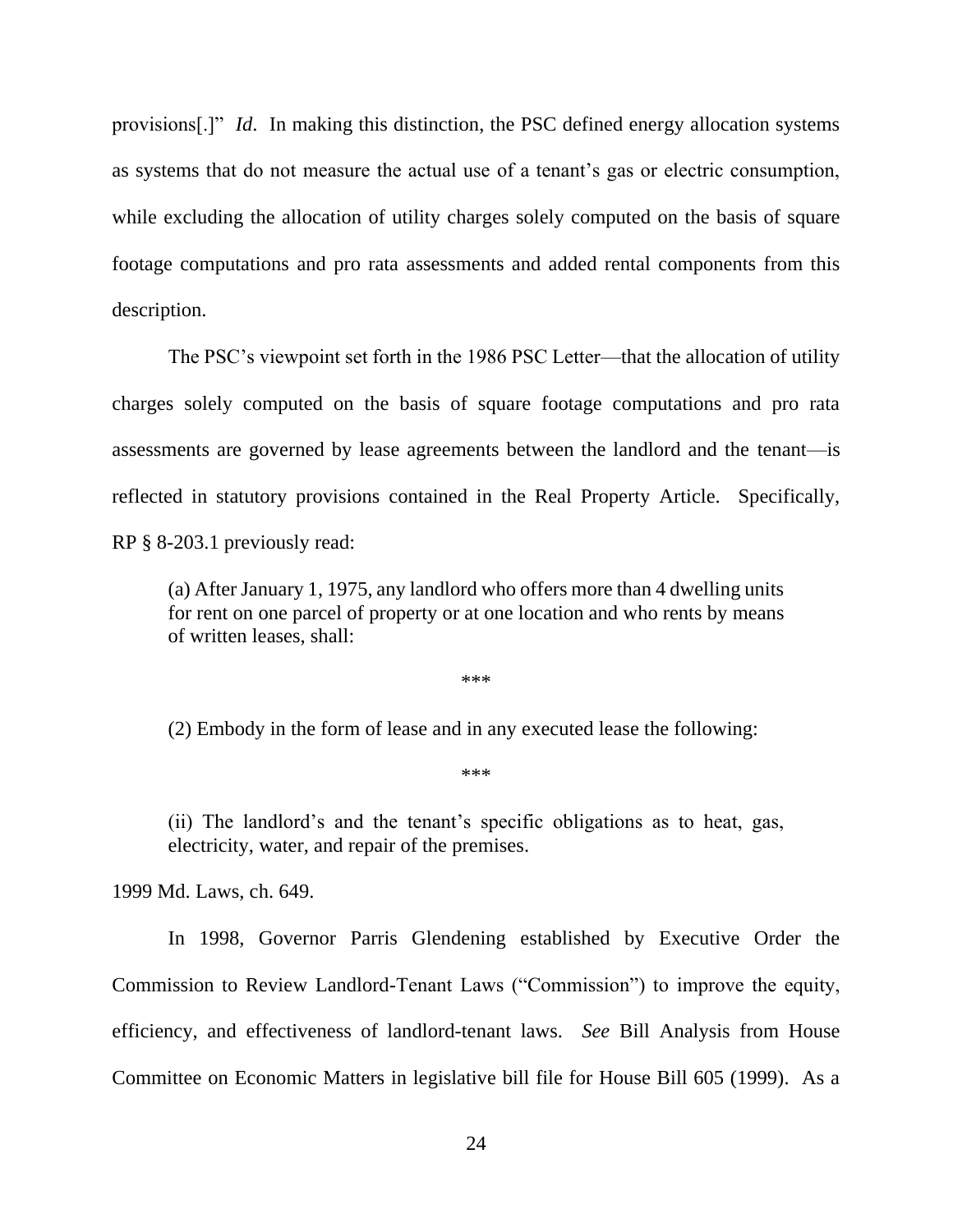provisions[.]" *Id*. In making this distinction, the PSC defined energy allocation systems as systems that do not measure the actual use of a tenant's gas or electric consumption, while excluding the allocation of utility charges solely computed on the basis of square footage computations and pro rata assessments and added rental components from this description.

The PSC's viewpoint set forth in the 1986 PSC Letter—that the allocation of utility charges solely computed on the basis of square footage computations and pro rata assessments are governed by lease agreements between the landlord and the tenant—is reflected in statutory provisions contained in the Real Property Article. Specifically, RP § 8-203.1 previously read:

> (a) After January 1, 1975, any landlord who offers more than 4 dwelling units for rent on one parcel of property or at one location and who rents by means of written leases, shall:
>
> ***
>
> (2) Embody in the form of lease and in any executed lease the following:
>
> ***
>
> (ii) The landlord's and the tenant's specific obligations as to heat, gas, electricity, water, and repair of the premises.

1999 Md. Laws, ch. 649.

In 1998, Governor Parris Glendening established by Executive Order the Commission to Review Landlord-Tenant Laws ("Commission") to improve the equity, efficiency, and effectiveness of landlord-tenant laws. *See* Bill Analysis from House Committee on Economic Matters in legislative bill file for House Bill 605 (1999). As a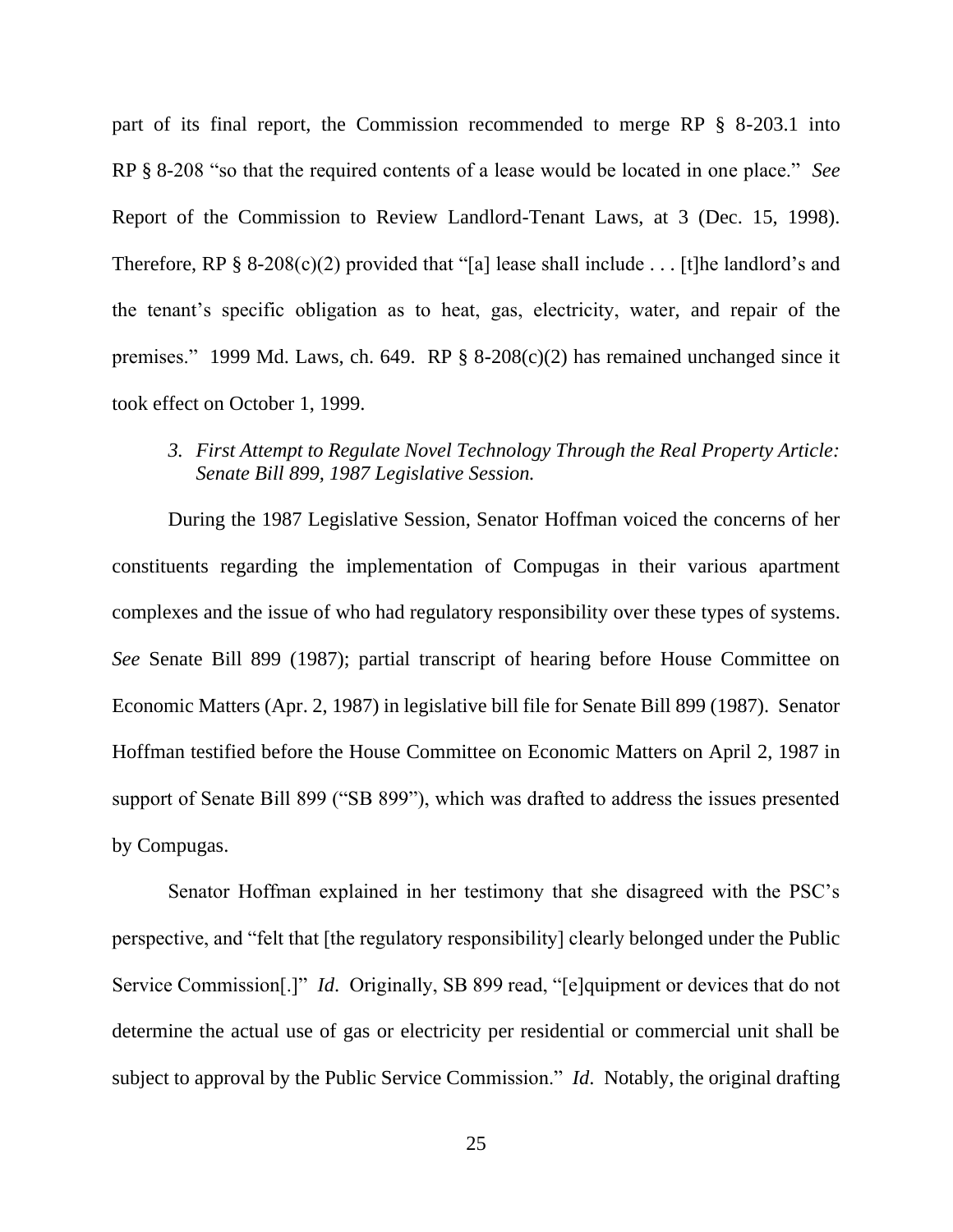part of its final report, the Commission recommended to merge RP § 8-203.1 into RP § 8-208 "so that the required contents of a lease would be located in one place." *See* Report of the Commission to Review Landlord-Tenant Laws, at 3 (Dec. 15, 1998). Therefore, RP § 8-208(c)(2) provided that "[a] lease shall include . . . [t]he landlord's and the tenant's specific obligation as to heat, gas, electricity, water, and repair of the premises." 1999 Md. Laws, ch. 649. RP § 8-208(c)(2) has remained unchanged since it took effect on October 1, 1999.

### 3. *First Attempt to Regulate Novel Technology Through the Real Property Article: Senate Bill 899, 1987 Legislative Session.*

During the 1987 Legislative Session, Senator Hoffman voiced the concerns of her constituents regarding the implementation of Compugas in their various apartment complexes and the issue of who had regulatory responsibility over these types of systems. *See* Senate Bill 899 (1987); partial transcript of hearing before House Committee on Economic Matters (Apr. 2, 1987) in legislative bill file for Senate Bill 899 (1987). Senator Hoffman testified before the House Committee on Economic Matters on April 2, 1987 in support of Senate Bill 899 ("SB 899"), which was drafted to address the issues presented by Compugas.

Senator Hoffman explained in her testimony that she disagreed with the PSC's perspective, and "felt that [the regulatory responsibility] clearly belonged under the Public Service Commission[.]" *Id*. Originally, SB 899 read, "[e]quipment or devices that do not determine the actual use of gas or electricity per residential or commercial unit shall be subject to approval by the Public Service Commission." *Id*. Notably, the original drafting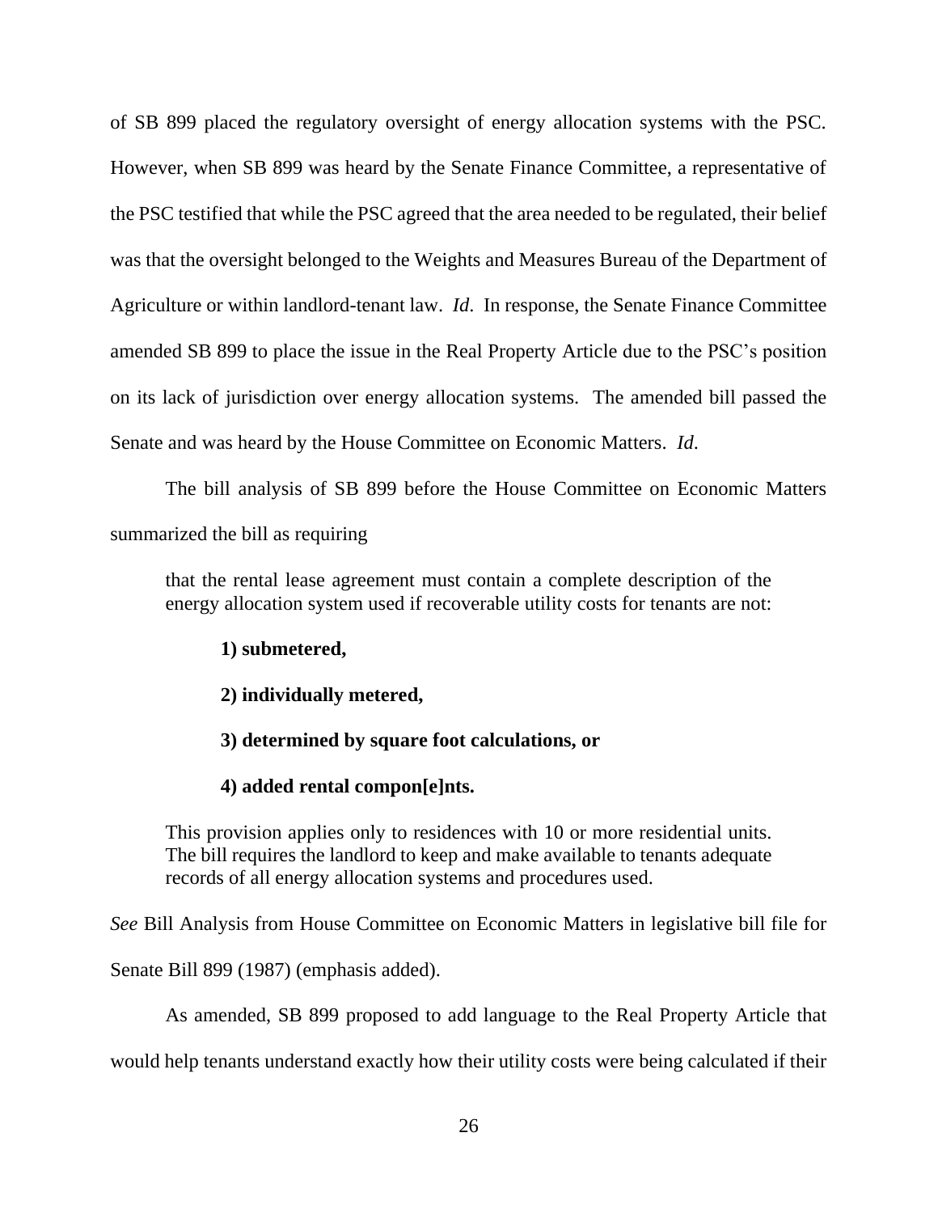of SB 899 placed the regulatory oversight of energy allocation systems with the PSC. However, when SB 899 was heard by the Senate Finance Committee, a representative of the PSC testified that while the PSC agreed that the area needed to be regulated, their belief was that the oversight belonged to the Weights and Measures Bureau of the Department of Agriculture or within landlord-tenant law. *Id*. In response, the Senate Finance Committee amended SB 899 to place the issue in the Real Property Article due to the PSC's position on its lack of jurisdiction over energy allocation systems. The amended bill passed the Senate and was heard by the House Committee on Economic Matters. *Id*.

The bill analysis of SB 899 before the House Committee on Economic Matters summarized the bill as requiring

> that the rental lease agreement must contain a complete description of the energy allocation system used if recoverable utility costs for tenants are not:
>
> **1) submetered,**
>
> **2) individually metered,**
>
> **3) determined by square foot calculations, or**
>
> **4) added rental compon[e]nts.**
>
> This provision applies only to residences with 10 or more residential units. The bill requires the landlord to keep and make available to tenants adequate records of all energy allocation systems and procedures used.

*See* Bill Analysis from House Committee on Economic Matters in legislative bill file for Senate Bill 899 (1987) (emphasis added).

As amended, SB 899 proposed to add language to the Real Property Article that would help tenants understand exactly how their utility costs were being calculated if their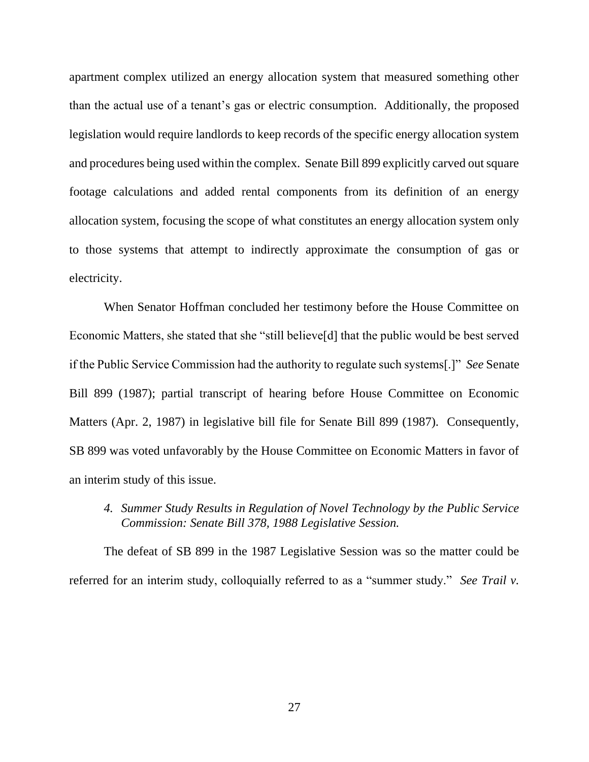apartment complex utilized an energy allocation system that measured something other than the actual use of a tenant's gas or electric consumption. Additionally, the proposed legislation would require landlords to keep records of the specific energy allocation system and procedures being used within the complex. Senate Bill 899 explicitly carved out square footage calculations and added rental components from its definition of an energy allocation system, focusing the scope of what constitutes an energy allocation system only to those systems that attempt to indirectly approximate the consumption of gas or electricity.

When Senator Hoffman concluded her testimony before the House Committee on Economic Matters, she stated that she "still believe[d] that the public would be best served if the Public Service Commission had the authority to regulate such systems[.]" *See* Senate Bill 899 (1987); partial transcript of hearing before House Committee on Economic Matters (Apr. 2, 1987) in legislative bill file for Senate Bill 899 (1987). Consequently, SB 899 was voted unfavorably by the House Committee on Economic Matters in favor of an interim study of this issue.

*4. Summer Study Results in Regulation of Novel Technology by the Public Service Commission: Senate Bill 378, 1988 Legislative Session.*

The defeat of SB 899 in the 1987 Legislative Session was so the matter could be referred for an interim study, colloquially referred to as a "summer study." *See Trail v.*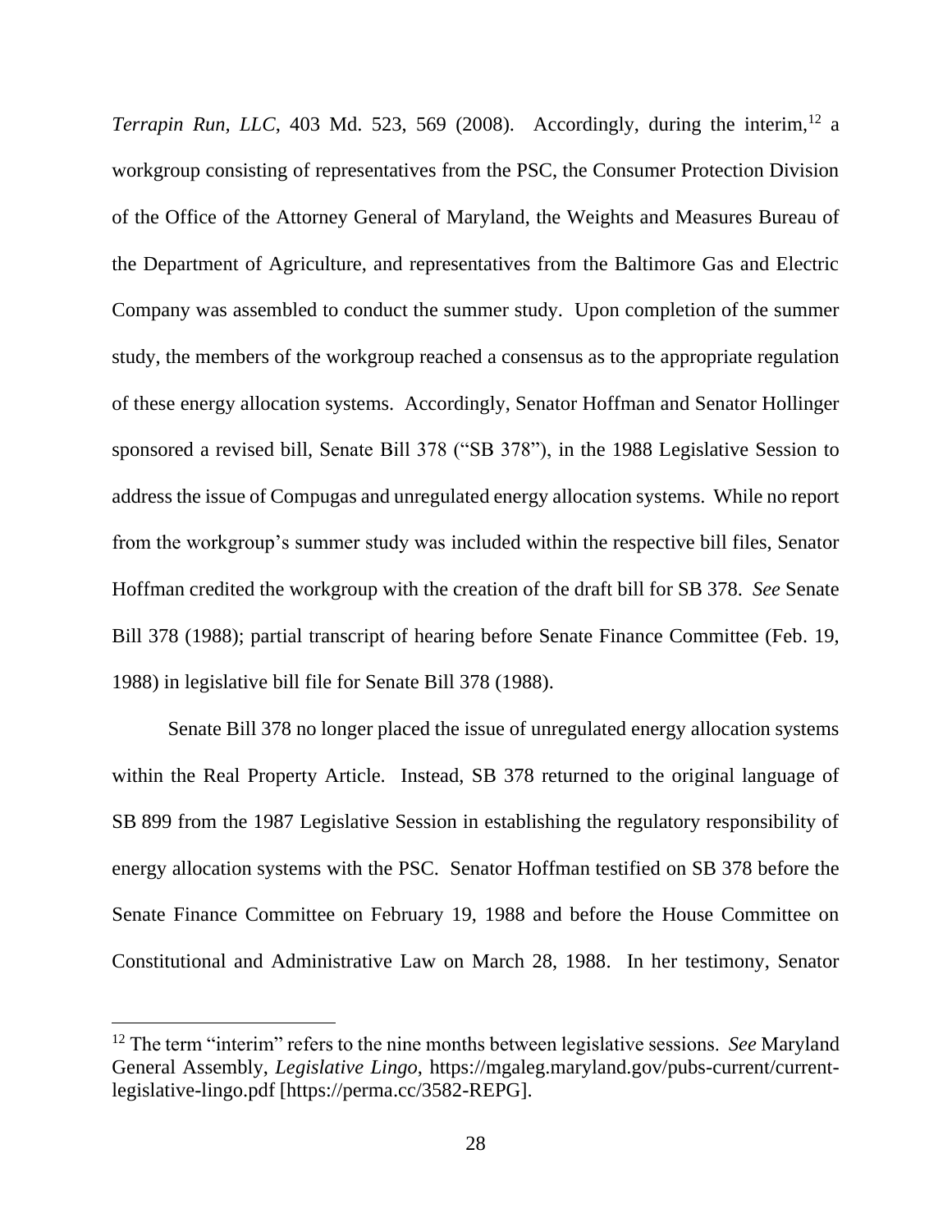*Terrapin Run, LLC*, 403 Md. 523, 569 (2008). Accordingly, during the interim,[12] a workgroup consisting of representatives from the PSC, the Consumer Protection Division of the Office of the Attorney General of Maryland, the Weights and Measures Bureau of the Department of Agriculture, and representatives from the Baltimore Gas and Electric Company was assembled to conduct the summer study. Upon completion of the summer study, the members of the workgroup reached a consensus as to the appropriate regulation of these energy allocation systems. Accordingly, Senator Hoffman and Senator Hollinger sponsored a revised bill, Senate Bill 378 ("SB 378"), in the 1988 Legislative Session to address the issue of Compugas and unregulated energy allocation systems. While no report from the workgroup's summer study was included within the respective bill files, Senator Hoffman credited the workgroup with the creation of the draft bill for SB 378. *See* Senate Bill 378 (1988); partial transcript of hearing before Senate Finance Committee (Feb. 19, 1988) in legislative bill file for Senate Bill 378 (1988).

Senate Bill 378 no longer placed the issue of unregulated energy allocation systems within the Real Property Article. Instead, SB 378 returned to the original language of SB 899 from the 1987 Legislative Session in establishing the regulatory responsibility of energy allocation systems with the PSC. Senator Hoffman testified on SB 378 before the Senate Finance Committee on February 19, 1988 and before the House Committee on Constitutional and Administrative Law on March 28, 1988. In her testimony, Senator

[12] The term "interim" refers to the nine months between legislative sessions. *See* Maryland General Assembly, *Legislative Lingo*, https://mgaleg.maryland.gov/pubs-current/current-legislative-lingo.pdf [https://perma.cc/3582-REPG].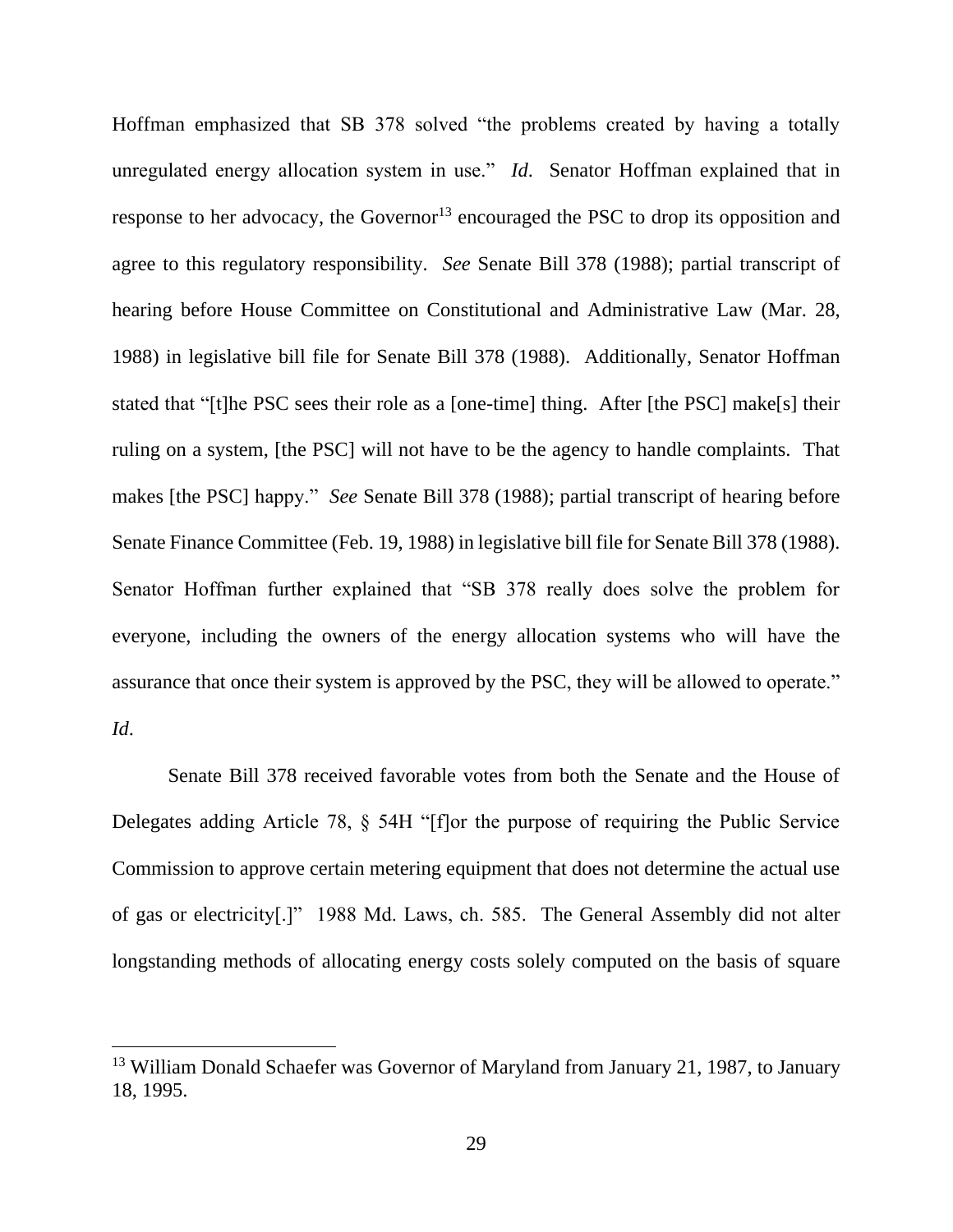Hoffman emphasized that SB 378 solved "the problems created by having a totally unregulated energy allocation system in use." *Id*. Senator Hoffman explained that in response to her advocacy, the Governor[13] encouraged the PSC to drop its opposition and agree to this regulatory responsibility. *See* Senate Bill 378 (1988); partial transcript of hearing before House Committee on Constitutional and Administrative Law (Mar. 28, 1988) in legislative bill file for Senate Bill 378 (1988). Additionally, Senator Hoffman stated that "[t]he PSC sees their role as a [one-time] thing. After [the PSC] make[s] their ruling on a system, [the PSC] will not have to be the agency to handle complaints. That makes [the PSC] happy." *See* Senate Bill 378 (1988); partial transcript of hearing before Senate Finance Committee (Feb. 19, 1988) in legislative bill file for Senate Bill 378 (1988). Senator Hoffman further explained that "SB 378 really does solve the problem for everyone, including the owners of the energy allocation systems who will have the assurance that once their system is approved by the PSC, they will be allowed to operate." *Id*.

Senate Bill 378 received favorable votes from both the Senate and the House of Delegates adding Article 78, § 54H "[f]or the purpose of requiring the Public Service Commission to approve certain metering equipment that does not determine the actual use of gas or electricity[.]" 1988 Md. Laws, ch. 585. The General Assembly did not alter longstanding methods of allocating energy costs solely computed on the basis of square

---

[13] William Donald Schaefer was Governor of Maryland from January 21, 1987, to January 18, 1995.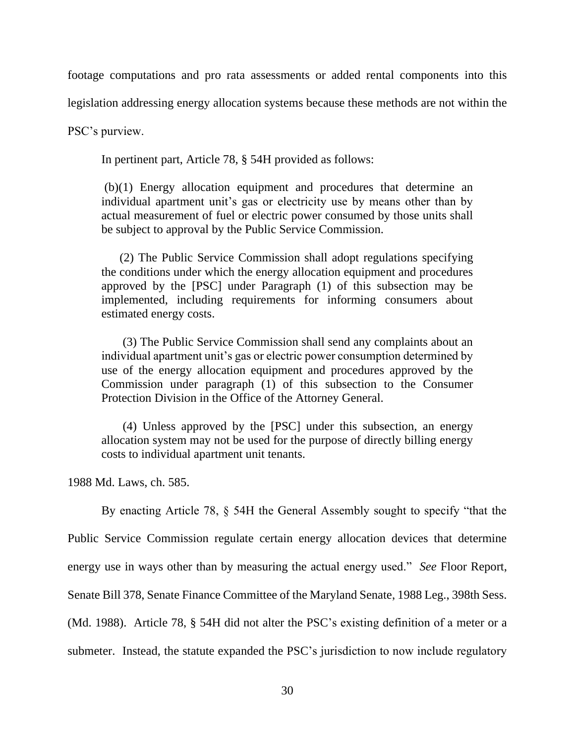footage computations and pro rata assessments or added rental components into this legislation addressing energy allocation systems because these methods are not within the PSC's purview.

In pertinent part, Article 78, § 54H provided as follows:

> (b)(1) Energy allocation equipment and procedures that determine an individual apartment unit's gas or electricity use by means other than by actual measurement of fuel or electric power consumed by those units shall be subject to approval by the Public Service Commission.
>
> (2) The Public Service Commission shall adopt regulations specifying the conditions under which the energy allocation equipment and procedures approved by the [PSC] under Paragraph (1) of this subsection may be implemented, including requirements for informing consumers about estimated energy costs.
>
> (3) The Public Service Commission shall send any complaints about an individual apartment unit's gas or electric power consumption determined by use of the energy allocation equipment and procedures approved by the Commission under paragraph (1) of this subsection to the Consumer Protection Division in the Office of the Attorney General.
>
> (4) Unless approved by the [PSC] under this subsection, an energy allocation system may not be used for the purpose of directly billing energy costs to individual apartment unit tenants.

1988 Md. Laws, ch. 585.

By enacting Article 78, § 54H the General Assembly sought to specify "that the Public Service Commission regulate certain energy allocation devices that determine energy use in ways other than by measuring the actual energy used." *See* Floor Report, Senate Bill 378, Senate Finance Committee of the Maryland Senate, 1988 Leg., 398th Sess. (Md. 1988). Article 78, § 54H did not alter the PSC's existing definition of a meter or a submeter. Instead, the statute expanded the PSC's jurisdiction to now include regulatory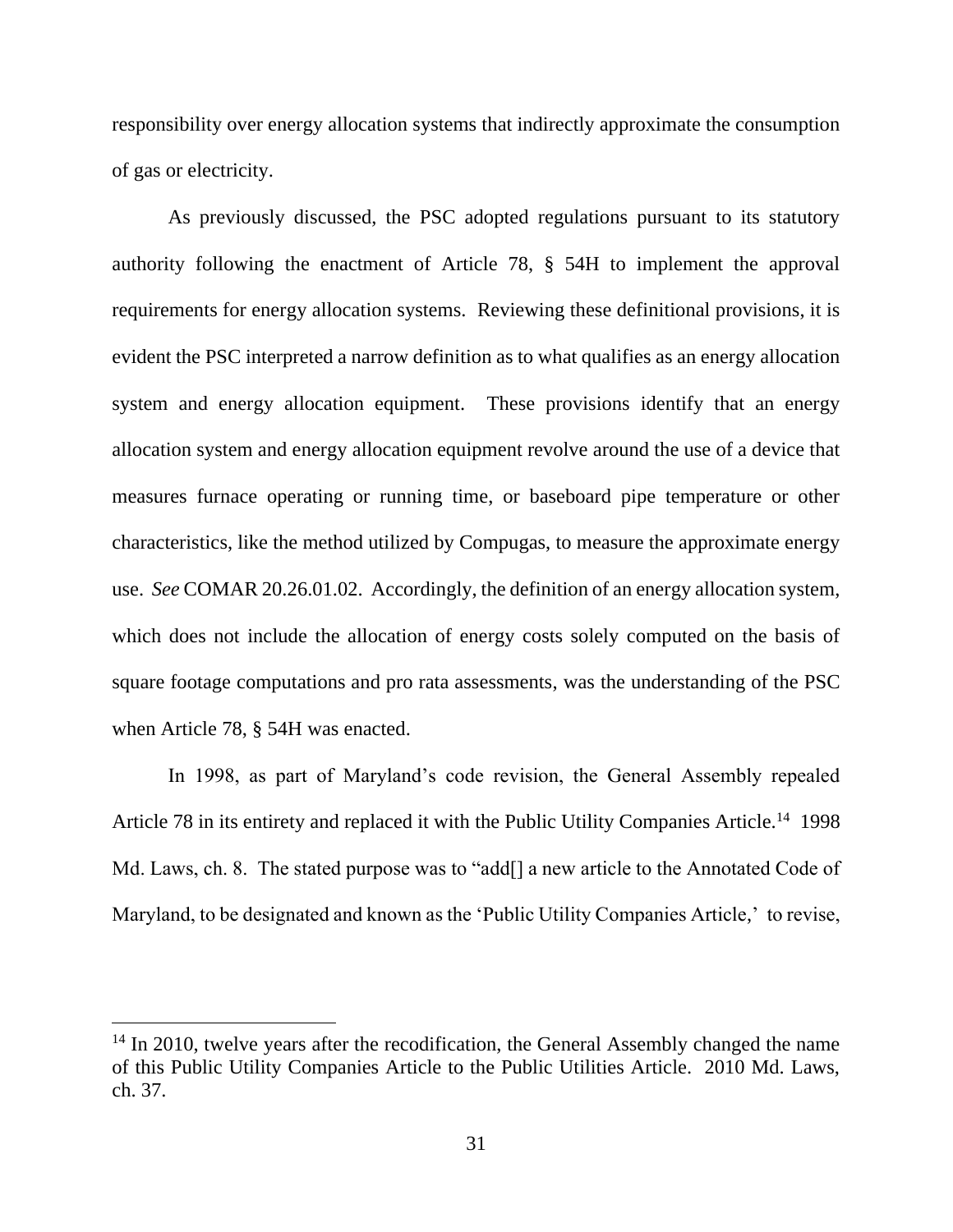responsibility over energy allocation systems that indirectly approximate the consumption of gas or electricity.

As previously discussed, the PSC adopted regulations pursuant to its statutory authority following the enactment of Article 78, § 54H to implement the approval requirements for energy allocation systems. Reviewing these definitional provisions, it is evident the PSC interpreted a narrow definition as to what qualifies as an energy allocation system and energy allocation equipment. These provisions identify that an energy allocation system and energy allocation equipment revolve around the use of a device that measures furnace operating or running time, or baseboard pipe temperature or other characteristics, like the method utilized by Compugas, to measure the approximate energy use. *See* COMAR 20.26.01.02. Accordingly, the definition of an energy allocation system, which does not include the allocation of energy costs solely computed on the basis of square footage computations and pro rata assessments, was the understanding of the PSC when Article 78, § 54H was enacted.

In 1998, as part of Maryland's code revision, the General Assembly repealed Article 78 in its entirety and replaced it with the Public Utility Companies Article.[14] 1998 Md. Laws, ch. 8. The stated purpose was to "add[] a new article to the Annotated Code of Maryland, to be designated and known as the 'Public Utility Companies Article,' to revise,

[14] In 2010, twelve years after the recodification, the General Assembly changed the name of this Public Utility Companies Article to the Public Utilities Article. 2010 Md. Laws, ch. 37.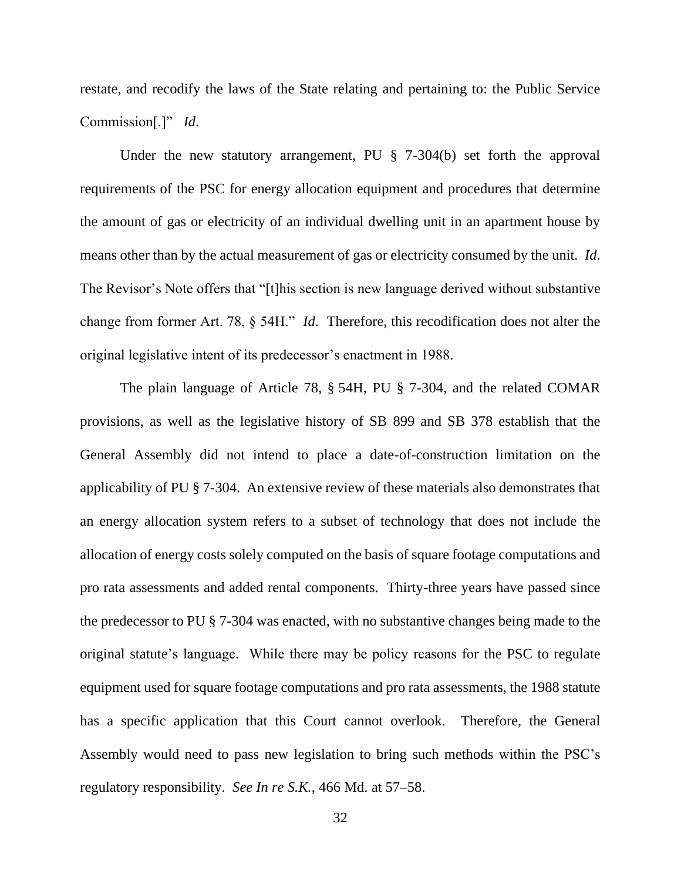restate, and recodify the laws of the State relating and pertaining to: the Public Service Commission[.]" *Id*.

Under the new statutory arrangement, PU § 7-304(b) set forth the approval requirements of the PSC for energy allocation equipment and procedures that determine the amount of gas or electricity of an individual dwelling unit in an apartment house by means other than by the actual measurement of gas or electricity consumed by the unit. *Id*. The Revisor's Note offers that "[t]his section is new language derived without substantive change from former Art. 78, § 54H." *Id*. Therefore, this recodification does not alter the original legislative intent of its predecessor's enactment in 1988.

The plain language of Article 78, § 54H, PU § 7-304, and the related COMAR provisions, as well as the legislative history of SB 899 and SB 378 establish that the General Assembly did not intend to place a date-of-construction limitation on the applicability of PU § 7-304. An extensive review of these materials also demonstrates that an energy allocation system refers to a subset of technology that does not include the allocation of energy costs solely computed on the basis of square footage computations and pro rata assessments and added rental components. Thirty-three years have passed since the predecessor to PU § 7-304 was enacted, with no substantive changes being made to the original statute's language. While there may be policy reasons for the PSC to regulate equipment used for square footage computations and pro rata assessments, the 1988 statute has a specific application that this Court cannot overlook. Therefore, the General Assembly would need to pass new legislation to bring such methods within the PSC's regulatory responsibility. *See In re S.K.*, 466 Md. at 57–58.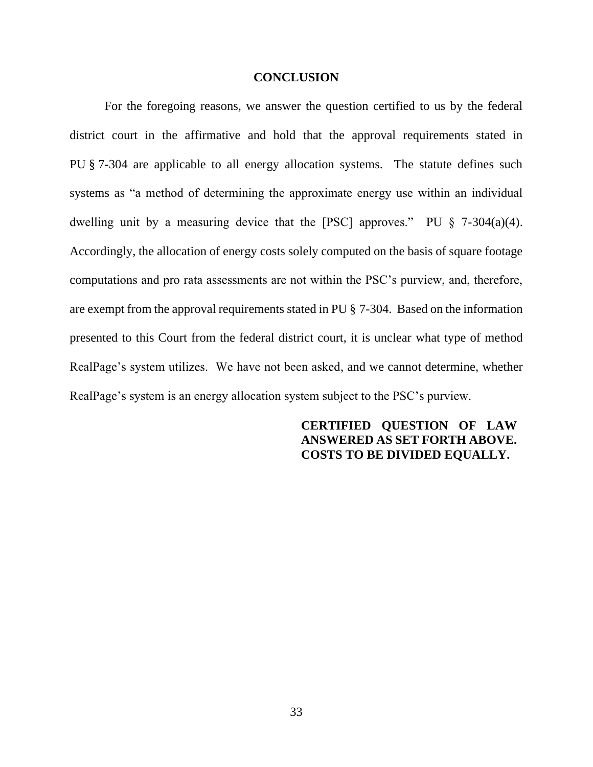## CONCLUSION

For the foregoing reasons, we answer the question certified to us by the federal district court in the affirmative and hold that the approval requirements stated in PU § 7-304 are applicable to all energy allocation systems. The statute defines such systems as "a method of determining the approximate energy use within an individual dwelling unit by a measuring device that the [PSC] approves." PU § 7-304(a)(4). Accordingly, the allocation of energy costs solely computed on the basis of square footage computations and pro rata assessments are not within the PSC's purview, and, therefore, are exempt from the approval requirements stated in PU § 7-304. Based on the information presented to this Court from the federal district court, it is unclear what type of method RealPage's system utilizes. We have not been asked, and we cannot determine, whether RealPage's system is an energy allocation system subject to the PSC's purview.

**CERTIFIED QUESTION OF LAW ANSWERED AS SET FORTH ABOVE. COSTS TO BE DIVIDED EQUALLY.**